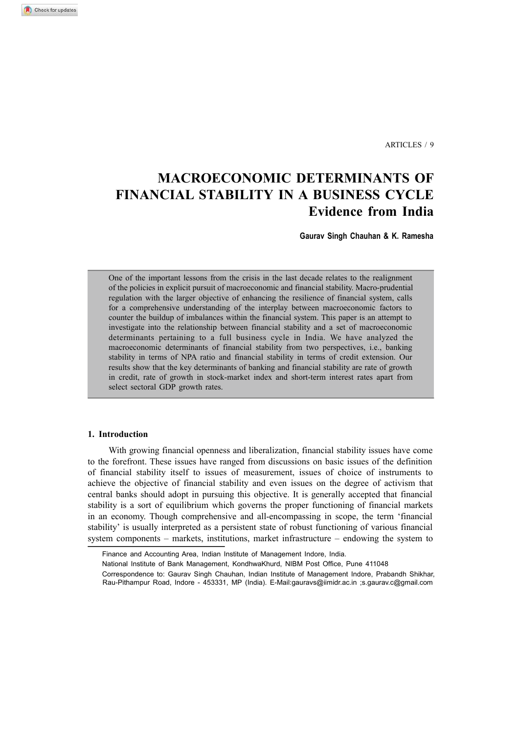# MACROECONOMIC DETERMINANTS OF FINANCIAL STABILITY IN A BUSINESS CYCLE

## Evidence from India

**Gaurav Singh Chauhan & K. Ramesha**

> One of the important lessons from the crisis in the last decade relates to the realignment of the policies in explicit pursuit of macroeconomic and financial stability. Macro-prudential regulation with the larger objective of enhancing the resilience of financial system, calls for a comprehensive understanding of the interplay between macroeconomic factors to counter the buildup of imbalances within the financial system. This paper is an attempt to investigate into the relationship between financial stability and a set of macroeconomic determinants pertaining to a full business cycle in India. We have analyzed the macroeconomic determinants of financial stability from two perspectives, i.e., banking stability in terms of NPA ratio and financial stability in terms of credit extension. Our results show that the key determinants of banking and financial stability are rate of growth in credit, rate of growth in stock-market index and short-term interest rates apart from select sectoral GDP growth rates.

### 1. Introduction

With growing financial openness and liberalization, financial stability issues have come to the forefront. These issues have ranged from discussions on basic issues of the definition of financial stability itself to issues of measurement, issues of choice of instruments to achieve the objective of financial stability and even issues on the degree of activism that central banks should adopt in pursuing this objective. It is generally accepted that financial stability is a sort of equilibrium which governs the proper functioning of financial markets in an economy. Though comprehensive and all-encompassing in scope, the term 'financial stability' is usually interpreted as a persistent state of robust functioning of various financial system components – markets, institutions, market infrastructure – endowing the system to

---

Finance and Accounting Area, Indian Institute of Management Indore, India.

National Institute of Bank Management, KondhwaKhurd, NIBM Post Office, Pune 411048

Correspondence to: Gaurav Singh Chauhan, Indian Institute of Management Indore, Prabandh Shikhar, Rau-Pithampur Road, Indore - 453331, MP (India). E-Mail:gauravs@iimidr.ac.in ;s.gaurav.c@gmail.com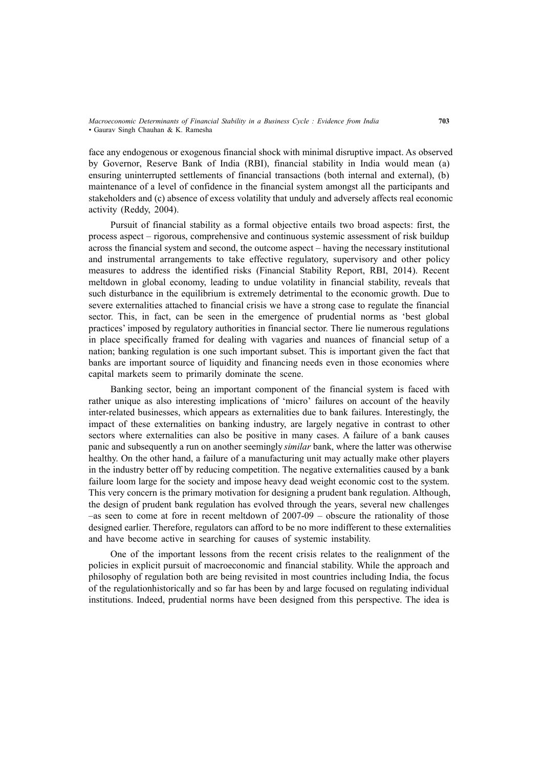face any endogenous or exogenous financial shock with minimal disruptive impact. As observed by Governor, Reserve Bank of India (RBI), financial stability in India would mean (a) ensuring uninterrupted settlements of financial transactions (both internal and external), (b) maintenance of a level of confidence in the financial system amongst all the participants and stakeholders and (c) absence of excess volatility that unduly and adversely affects real economic activity (Reddy, 2004).

Pursuit of financial stability as a formal objective entails two broad aspects: first, the process aspect – rigorous, comprehensive and continuous systemic assessment of risk buildup across the financial system and second, the outcome aspect – having the necessary institutional and instrumental arrangements to take effective regulatory, supervisory and other policy measures to address the identified risks (Financial Stability Report, RBI, 2014). Recent meltdown in global economy, leading to undue volatility in financial stability, reveals that such disturbance in the equilibrium is extremely detrimental to the economic growth. Due to severe externalities attached to financial crisis we have a strong case to regulate the financial sector. This, in fact, can be seen in the emergence of prudential norms as 'best global practices' imposed by regulatory authorities in financial sector. There lie numerous regulations in place specifically framed for dealing with vagaries and nuances of financial setup of a nation; banking regulation is one such important subset. This is important given the fact that banks are important source of liquidity and financing needs even in those economies where capital markets seem to primarily dominate the scene.

Banking sector, being an important component of the financial system is faced with rather unique as also interesting implications of 'micro' failures on account of the heavily inter-related businesses, which appears as externalities due to bank failures. Interestingly, the impact of these externalities on banking industry, are largely negative in contrast to other sectors where externalities can also be positive in many cases. A failure of a bank causes panic and subsequently a run on another seemingly *similar* bank, where the latter was otherwise healthy. On the other hand, a failure of a manufacturing unit may actually make other players in the industry better off by reducing competition. The negative externalities caused by a bank failure loom large for the society and impose heavy dead weight economic cost to the system. This very concern is the primary motivation for designing a prudent bank regulation. Although, the design of prudent bank regulation has evolved through the years, several new challenges –as seen to come at fore in recent meltdown of 2007-09 – obscure the rationality of those designed earlier. Therefore, regulators can afford to be no more indifferent to these externalities and have become active in searching for causes of systemic instability.

One of the important lessons from the recent crisis relates to the realignment of the policies in explicit pursuit of macroeconomic and financial stability. While the approach and philosophy of regulation both are being revisited in most countries including India, the focus of the regulationhistorically and so far has been by and large focused on regulating individual institutions. Indeed, prudential norms have been designed from this perspective. The idea is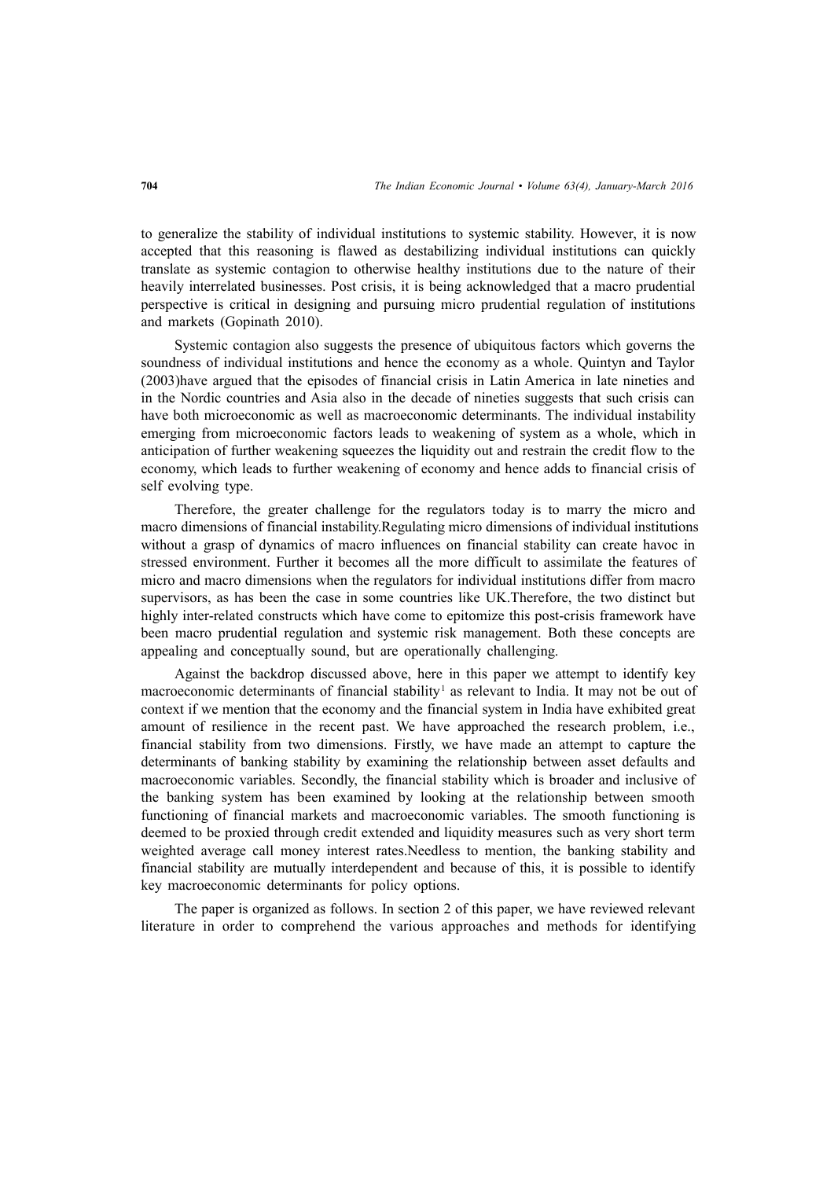to generalize the stability of individual institutions to systemic stability. However, it is now accepted that this reasoning is flawed as destabilizing individual institutions can quickly translate as systemic contagion to otherwise healthy institutions due to the nature of their heavily interrelated businesses. Post crisis, it is being acknowledged that a macro prudential perspective is critical in designing and pursuing micro prudential regulation of institutions and markets (Gopinath 2010).

Systemic contagion also suggests the presence of ubiquitous factors which governs the soundness of individual institutions and hence the economy as a whole. Quintyn and Taylor (2003)have argued that the episodes of financial crisis in Latin America in late nineties and in the Nordic countries and Asia also in the decade of nineties suggests that such crisis can have both microeconomic as well as macroeconomic determinants. The individual instability emerging from microeconomic factors leads to weakening of system as a whole, which in anticipation of further weakening squeezes the liquidity out and restrain the credit flow to the economy, which leads to further weakening of economy and hence adds to financial crisis of self evolving type.

Therefore, the greater challenge for the regulators today is to marry the micro and macro dimensions of financial instability.Regulating micro dimensions of individual institutions without a grasp of dynamics of macro influences on financial stability can create havoc in stressed environment. Further it becomes all the more difficult to assimilate the features of micro and macro dimensions when the regulators for individual institutions differ from macro supervisors, as has been the case in some countries like UK.Therefore, the two distinct but highly inter-related constructs which have come to epitomize this post-crisis framework have been macro prudential regulation and systemic risk management. Both these concepts are appealing and conceptually sound, but are operationally challenging.

Against the backdrop discussed above, here in this paper we attempt to identify key macroeconomic determinants of financial stability[1] as relevant to India. It may not be out of context if we mention that the economy and the financial system in India have exhibited great amount of resilience in the recent past. We have approached the research problem, i.e., financial stability from two dimensions. Firstly, we have made an attempt to capture the determinants of banking stability by examining the relationship between asset defaults and macroeconomic variables. Secondly, the financial stability which is broader and inclusive of the banking system has been examined by looking at the relationship between smooth functioning of financial markets and macroeconomic variables. The smooth functioning is deemed to be proxied through credit extended and liquidity measures such as very short term weighted average call money interest rates.Needless to mention, the banking stability and financial stability are mutually interdependent and because of this, it is possible to identify key macroeconomic determinants for policy options.

The paper is organized as follows. In section 2 of this paper, we have reviewed relevant literature in order to comprehend the various approaches and methods for identifying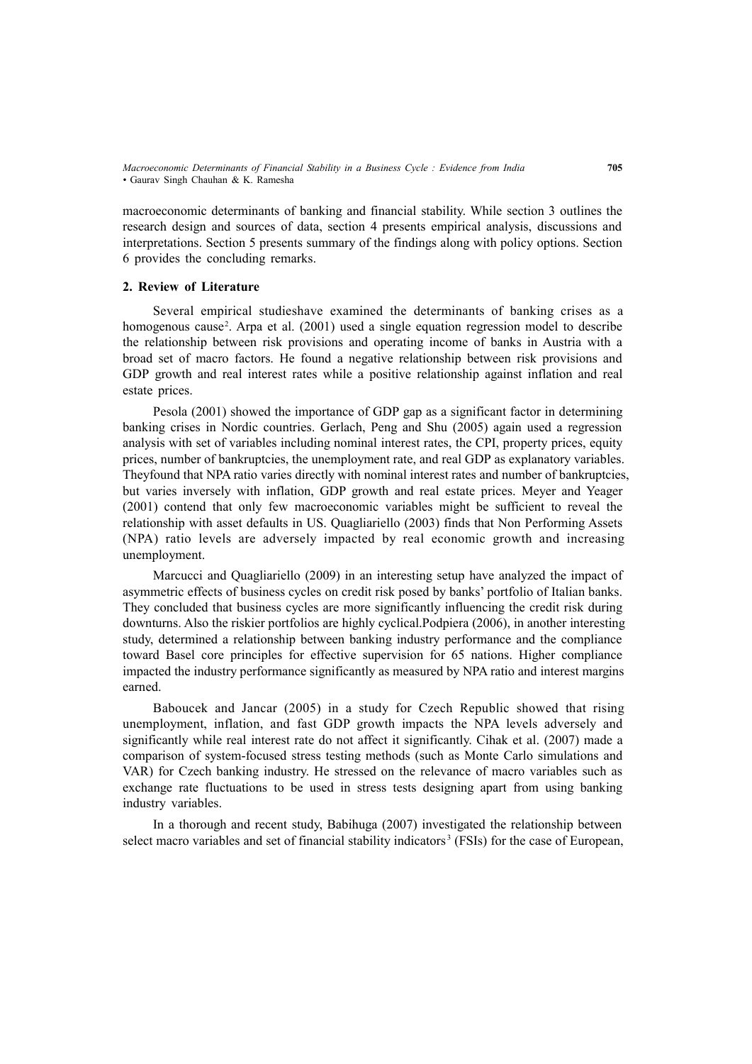macroeconomic determinants of banking and financial stability. While section 3 outlines the research design and sources of data, section 4 presents empirical analysis, discussions and interpretations. Section 5 presents summary of the findings along with policy options. Section 6 provides the concluding remarks.

## 2. Review of Literature

Several empirical studieshave examined the determinants of banking crises as a homogenous cause[2]. Arpa et al. (2001) used a single equation regression model to describe the relationship between risk provisions and operating income of banks in Austria with a broad set of macro factors. He found a negative relationship between risk provisions and GDP growth and real interest rates while a positive relationship against inflation and real estate prices.

Pesola (2001) showed the importance of GDP gap as a significant factor in determining banking crises in Nordic countries. Gerlach, Peng and Shu (2005) again used a regression analysis with set of variables including nominal interest rates, the CPI, property prices, equity prices, number of bankruptcies, the unemployment rate, and real GDP as explanatory variables. Theyfound that NPA ratio varies directly with nominal interest rates and number of bankruptcies, but varies inversely with inflation, GDP growth and real estate prices. Meyer and Yeager (2001) contend that only few macroeconomic variables might be sufficient to reveal the relationship with asset defaults in US. Quagliariello (2003) finds that Non Performing Assets (NPA) ratio levels are adversely impacted by real economic growth and increasing unemployment.

Marcucci and Quagliariello (2009) in an interesting setup have analyzed the impact of asymmetric effects of business cycles on credit risk posed by banks' portfolio of Italian banks. They concluded that business cycles are more significantly influencing the credit risk during downturns. Also the riskier portfolios are highly cyclical.Podpiera (2006), in another interesting study, determined a relationship between banking industry performance and the compliance toward Basel core principles for effective supervision for 65 nations. Higher compliance impacted the industry performance significantly as measured by NPA ratio and interest margins earned.

Baboucek and Jancar (2005) in a study for Czech Republic showed that rising unemployment, inflation, and fast GDP growth impacts the NPA levels adversely and significantly while real interest rate do not affect it significantly. Cihak et al. (2007) made a comparison of system-focused stress testing methods (such as Monte Carlo simulations and VAR) for Czech banking industry. He stressed on the relevance of macro variables such as exchange rate fluctuations to be used in stress tests designing apart from using banking industry variables.

In a thorough and recent study, Babihuga (2007) investigated the relationship between select macro variables and set of financial stability indicators[3] (FSIs) for the case of European,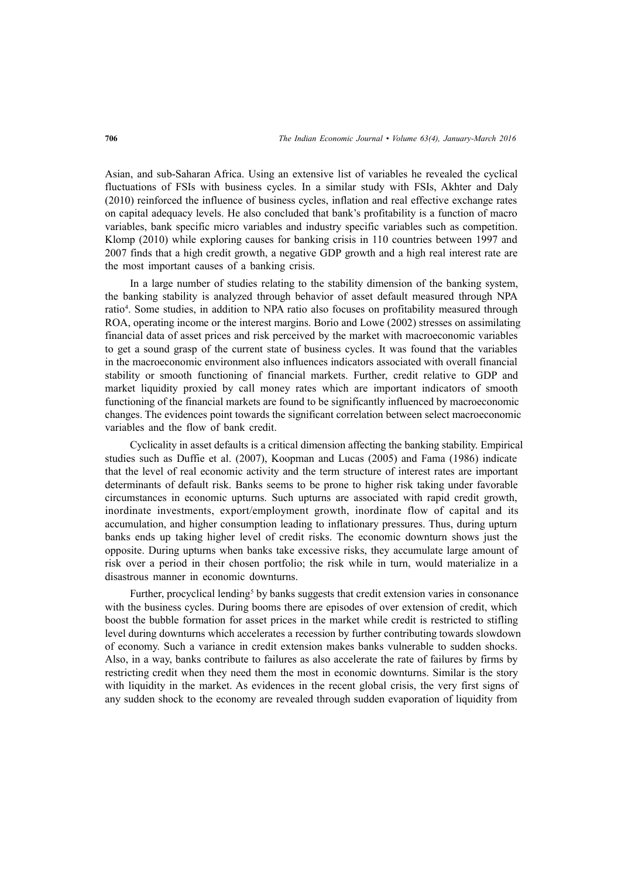Asian, and sub-Saharan Africa. Using an extensive list of variables he revealed the cyclical fluctuations of FSIs with business cycles. In a similar study with FSIs, Akhter and Daly (2010) reinforced the influence of business cycles, inflation and real effective exchange rates on capital adequacy levels. He also concluded that bank's profitability is a function of macro variables, bank specific micro variables and industry specific variables such as competition. Klomp (2010) while exploring causes for banking crisis in 110 countries between 1997 and 2007 finds that a high credit growth, a negative GDP growth and a high real interest rate are the most important causes of a banking crisis.

In a large number of studies relating to the stability dimension of the banking system, the banking stability is analyzed through behavior of asset default measured through NPA ratio[4]. Some studies, in addition to NPA ratio also focuses on profitability measured through ROA, operating income or the interest margins. Borio and Lowe (2002) stresses on assimilating financial data of asset prices and risk perceived by the market with macroeconomic variables to get a sound grasp of the current state of business cycles. It was found that the variables in the macroeconomic environment also influences indicators associated with overall financial stability or smooth functioning of financial markets. Further, credit relative to GDP and market liquidity proxied by call money rates which are important indicators of smooth functioning of the financial markets are found to be significantly influenced by macroeconomic changes. The evidences point towards the significant correlation between select macroeconomic variables and the flow of bank credit.

Cyclicality in asset defaults is a critical dimension affecting the banking stability. Empirical studies such as Duffie et al. (2007), Koopman and Lucas (2005) and Fama (1986) indicate that the level of real economic activity and the term structure of interest rates are important determinants of default risk. Banks seems to be prone to higher risk taking under favorable circumstances in economic upturns. Such upturns are associated with rapid credit growth, inordinate investments, export/employment growth, inordinate flow of capital and its accumulation, and higher consumption leading to inflationary pressures. Thus, during upturn banks ends up taking higher level of credit risks. The economic downturn shows just the opposite. During upturns when banks take excessive risks, they accumulate large amount of risk over a period in their chosen portfolio; the risk while in turn, would materialize in a disastrous manner in economic downturns.

Further, procyclical lending[5] by banks suggests that credit extension varies in consonance with the business cycles. During booms there are episodes of over extension of credit, which boost the bubble formation for asset prices in the market while credit is restricted to stifling level during downturns which accelerates a recession by further contributing towards slowdown of economy. Such a variance in credit extension makes banks vulnerable to sudden shocks. Also, in a way, banks contribute to failures as also accelerate the rate of failures by firms by restricting credit when they need them the most in economic downturns. Similar is the story with liquidity in the market. As evidences in the recent global crisis, the very first signs of any sudden shock to the economy are revealed through sudden evaporation of liquidity from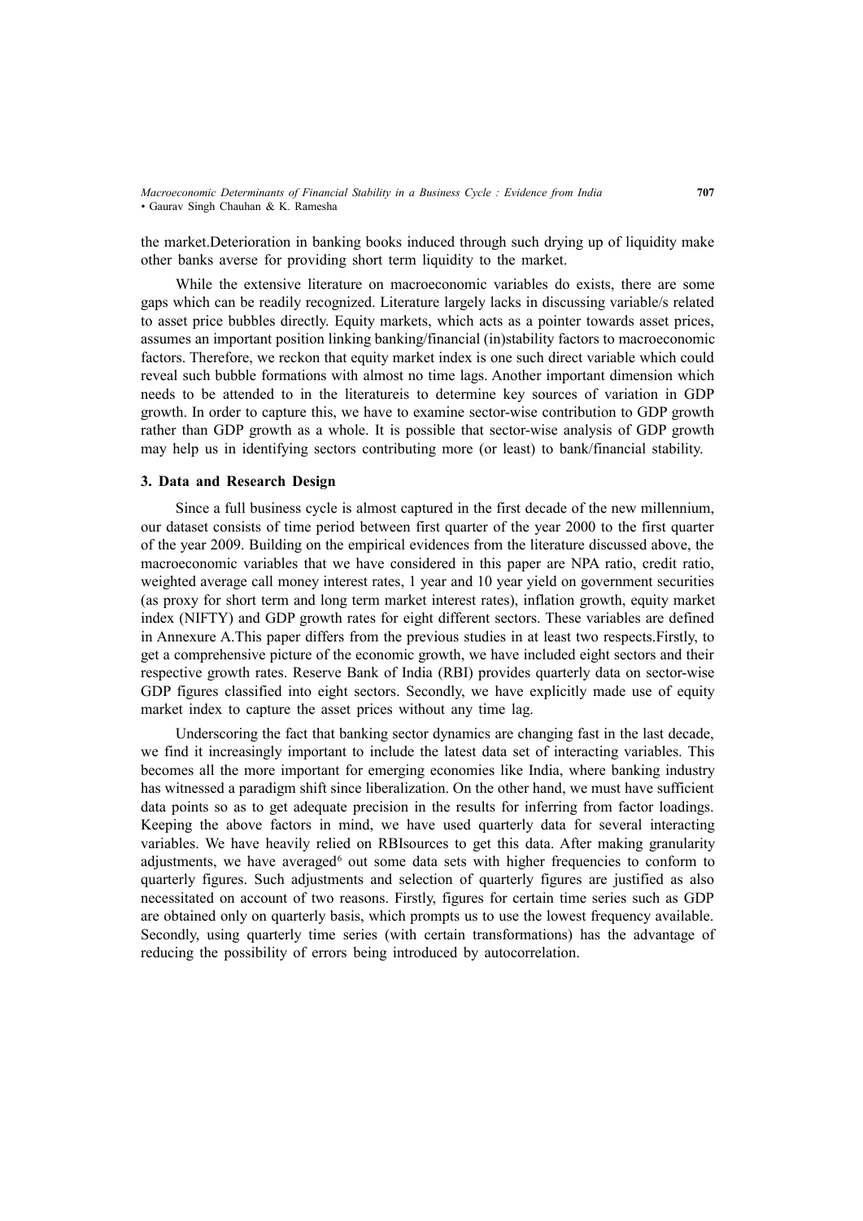the market.Deterioration in banking books induced through such drying up of liquidity make other banks averse for providing short term liquidity to the market.

While the extensive literature on macroeconomic variables do exists, there are some gaps which can be readily recognized. Literature largely lacks in discussing variable/s related to asset price bubbles directly. Equity markets, which acts as a pointer towards asset prices, assumes an important position linking banking/financial (in)stability factors to macroeconomic factors. Therefore, we reckon that equity market index is one such direct variable which could reveal such bubble formations with almost no time lags. Another important dimension which needs to be attended to in the literatureis to determine key sources of variation in GDP growth. In order to capture this, we have to examine sector-wise contribution to GDP growth rather than GDP growth as a whole. It is possible that sector-wise analysis of GDP growth may help us in identifying sectors contributing more (or least) to bank/financial stability.

### 3. Data and Research Design

Since a full business cycle is almost captured in the first decade of the new millennium, our dataset consists of time period between first quarter of the year 2000 to the first quarter of the year 2009. Building on the empirical evidences from the literature discussed above, the macroeconomic variables that we have considered in this paper are NPA ratio, credit ratio, weighted average call money interest rates, 1 year and 10 year yield on government securities (as proxy for short term and long term market interest rates), inflation growth, equity market index (NIFTY) and GDP growth rates for eight different sectors. These variables are defined in Annexure A.This paper differs from the previous studies in at least two respects.Firstly, to get a comprehensive picture of the economic growth, we have included eight sectors and their respective growth rates. Reserve Bank of India (RBI) provides quarterly data on sector-wise GDP figures classified into eight sectors. Secondly, we have explicitly made use of equity market index to capture the asset prices without any time lag.

Underscoring the fact that banking sector dynamics are changing fast in the last decade, we find it increasingly important to include the latest data set of interacting variables. This becomes all the more important for emerging economies like India, where banking industry has witnessed a paradigm shift since liberalization. On the other hand, we must have sufficient data points so as to get adequate precision in the results for inferring from factor loadings. Keeping the above factors in mind, we have used quarterly data for several interacting variables. We have heavily relied on RBIsources to get this data. After making granularity adjustments, we have averaged[6] out some data sets with higher frequencies to conform to quarterly figures. Such adjustments and selection of quarterly figures are justified as also necessitated on account of two reasons. Firstly, figures for certain time series such as GDP are obtained only on quarterly basis, which prompts us to use the lowest frequency available. Secondly, using quarterly time series (with certain transformations) has the advantage of reducing the possibility of errors being introduced by autocorrelation.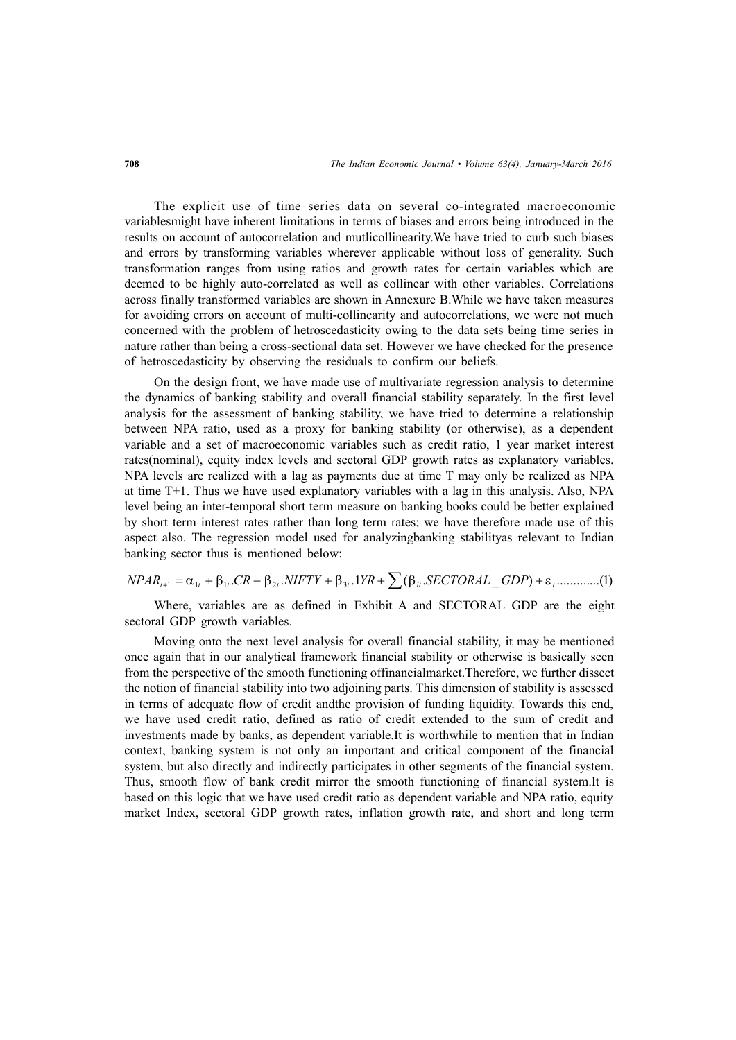The explicit use of time series data on several co-integrated macroeconomic variablesmight have inherent limitations in terms of biases and errors being introduced in the results on account of autocorrelation and mutlicollinearity.We have tried to curb such biases and errors by transforming variables wherever applicable without loss of generality. Such transformation ranges from using ratios and growth rates for certain variables which are deemed to be highly auto-correlated as well as collinear with other variables. Correlations across finally transformed variables are shown in Annexure B.While we have taken measures for avoiding errors on account of multi-collinearity and autocorrelations, we were not much concerned with the problem of hetroscedasticity owing to the data sets being time series in nature rather than being a cross-sectional data set. However we have checked for the presence of hetroscedasticity by observing the residuals to confirm our beliefs.

On the design front, we have made use of multivariate regression analysis to determine the dynamics of banking stability and overall financial stability separately. In the first level analysis for the assessment of banking stability, we have tried to determine a relationship between NPA ratio, used as a proxy for banking stability (or otherwise), as a dependent variable and a set of macroeconomic variables such as credit ratio, 1 year market interest rates(nominal), equity index levels and sectoral GDP growth rates as explanatory variables. NPA levels are realized with a lag as payments due at time T may only be realized as NPA at time T+1. Thus we have used explanatory variables with a lag in this analysis. Also, NPA level being an inter-temporal short term measure on banking books could be better explained by short term interest rates rather than long term rates; we have therefore made use of this aspect also. The regression model used for analyzingbanking stabilityas relevant to Indian banking sector thus is mentioned below:

$$NPAR_{t+1} = \alpha_{1t} + \beta_{1t}.CR + \beta_{2t}.NIFTY + \beta_{3t}.1YR + \sum(\beta_{it}.SECTORAL\_GDP) + \varepsilon_t \text{.............(1)}$$

Where, variables are as defined in Exhibit A and SECTORAL_GDP are the eight sectoral GDP growth variables.

Moving onto the next level analysis for overall financial stability, it may be mentioned once again that in our analytical framework financial stability or otherwise is basically seen from the perspective of the smooth functioning offinancialmarket.Therefore, we further dissect the notion of financial stability into two adjoining parts. This dimension of stability is assessed in terms of adequate flow of credit andthe provision of funding liquidity. Towards this end, we have used credit ratio, defined as ratio of credit extended to the sum of credit and investments made by banks, as dependent variable.It is worthwhile to mention that in Indian context, banking system is not only an important and critical component of the financial system, but also directly and indirectly participates in other segments of the financial system. Thus, smooth flow of bank credit mirror the smooth functioning of financial system.It is based on this logic that we have used credit ratio as dependent variable and NPA ratio, equity market Index, sectoral GDP growth rates, inflation growth rate, and short and long term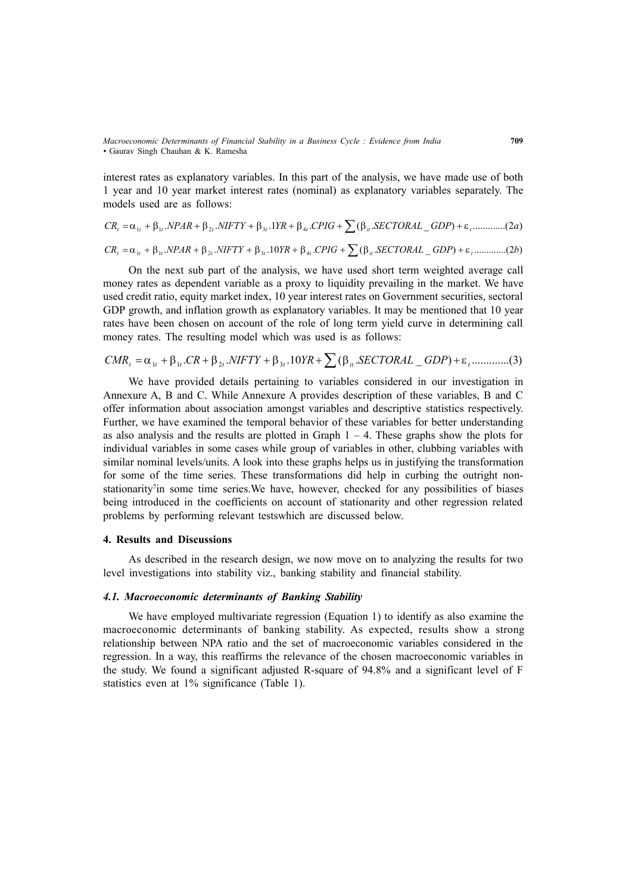interest rates as explanatory variables. In this part of the analysis, we have made use of both 1 year and 10 year market interest rates (nominal) as explanatory variables separately. The models used are as follows:

$$CR_t = \alpha_{1t} + \beta_{1t}.NPAR + \beta_{2t}.NIFTY + \beta_{3t}.1YR + \beta_{4t}.CPIG + \sum(\beta_{it}.SECTORAL\_GDP) + \varepsilon_t \text{ ............}(2a)$$

$$CR_t = \alpha_{1t} + \beta_{1t}.NPAR + \beta_{2t}.NIFTY + \beta_{3t}.10YR + \beta_{4t}.CPIG + \sum(\beta_{it}.SECTORAL\_GDP) + \varepsilon_t \text{ ............}(2b)$$

On the next sub part of the analysis, we have used short term weighted average call money rates as dependent variable as a proxy to liquidity prevailing in the market. We have used credit ratio, equity market index, 10 year interest rates on Government securities, sectoral GDP growth, and inflation growth as explanatory variables. It may be mentioned that 10 year rates have been chosen on account of the role of long term yield curve in determining call money rates. The resulting model which was used is as follows:

$$CMR_t = \alpha_{1t} + \beta_{1t}.CR + \beta_{2t}.NIFTY + \beta_{3t}.10YR + \sum(\beta_{it}.SECTORAL\_GDP) + \varepsilon_t \text{ ............}(3)$$

We have provided details pertaining to variables considered in our investigation in Annexure A, B and C. While Annexure A provides description of these variables, B and C offer information about association amongst variables and descriptive statistics respectively. Further, we have examined the temporal behavior of these variables for better understanding as also analysis and the results are plotted in Graph 1 – 4. These graphs show the plots for individual variables in some cases while group of variables in other, clubbing variables with similar nominal levels/units. A look into these graphs helps us in justifying the transformation for some of the time series. These transformations did help in curbing the outright non-stationarity[7]in some time series.We have, however, checked for any possibilities of biases being introduced in the coefficients on account of stationarity and other regression related problems by performing relevant testswhich are discussed below.

## 4. Results and Discussions

As described in the research design, we now move on to analyzing the results for two level investigations into stability viz., banking stability and financial stability.

### *4.1. Macroeconomic determinants of Banking Stability*

We have employed multivariate regression (Equation 1) to identify as also examine the macroeconomic determinants of banking stability. As expected, results show a strong relationship between NPA ratio and the set of macroeconomic variables considered in the regression. In a way, this reaffirms the relevance of the chosen macroeconomic variables in the study. We found a significant adjusted R-square of 94.8% and a significant level of F statistics even at 1% significance (Table 1).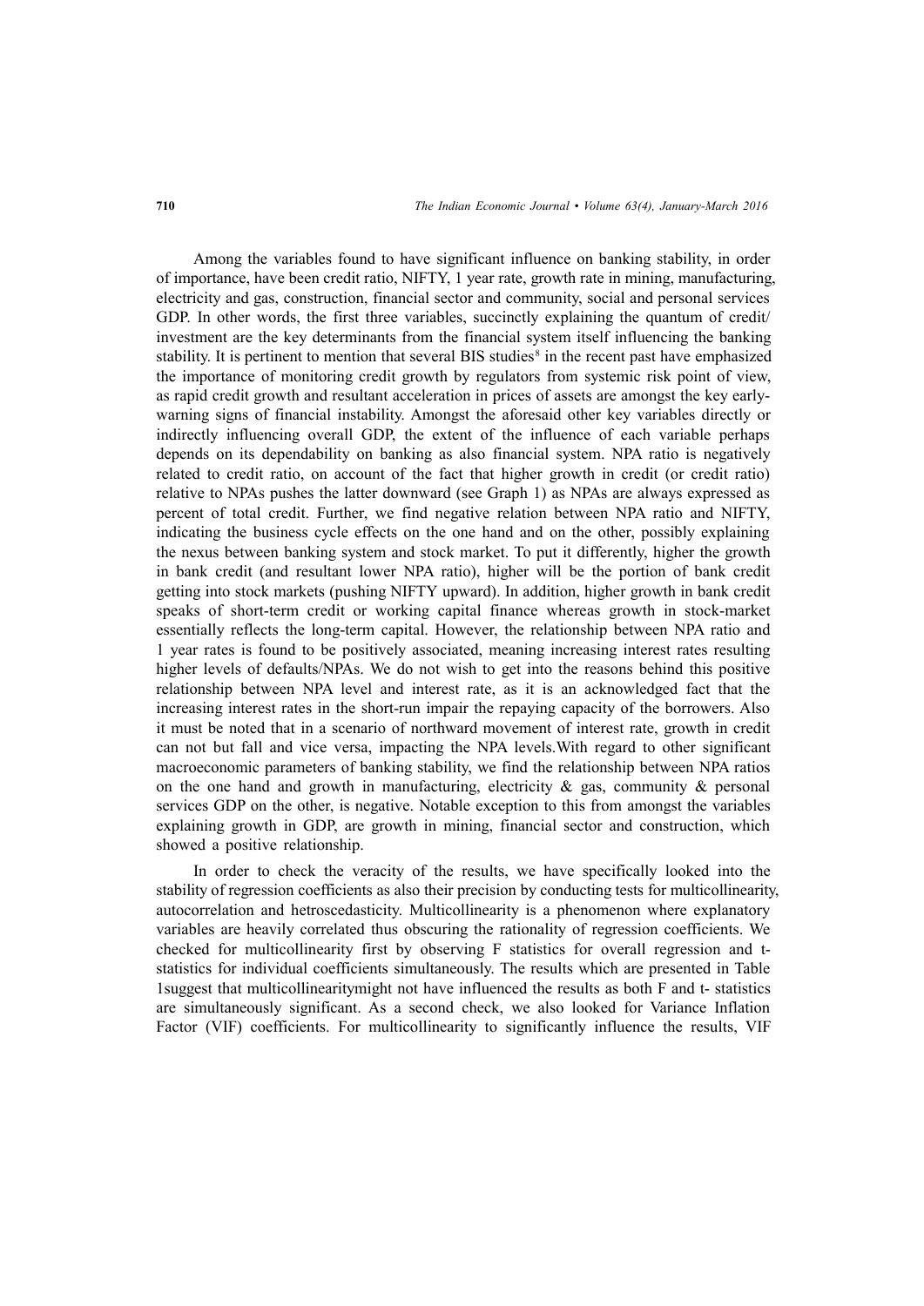Among the variables found to have significant influence on banking stability, in order of importance, have been credit ratio, NIFTY, 1 year rate, growth rate in mining, manufacturing, electricity and gas, construction, financial sector and community, social and personal services GDP. In other words, the first three variables, succinctly explaining the quantum of credit/ investment are the key determinants from the financial system itself influencing the banking stability. It is pertinent to mention that several BIS studies[8] in the recent past have emphasized the importance of monitoring credit growth by regulators from systemic risk point of view, as rapid credit growth and resultant acceleration in prices of assets are amongst the key early-warning signs of financial instability. Amongst the aforesaid other key variables directly or indirectly influencing overall GDP, the extent of the influence of each variable perhaps depends on its dependability on banking as also financial system. NPA ratio is negatively related to credit ratio, on account of the fact that higher growth in credit (or credit ratio) relative to NPAs pushes the latter downward (see Graph 1) as NPAs are always expressed as percent of total credit. Further, we find negative relation between NPA ratio and NIFTY, indicating the business cycle effects on the one hand and on the other, possibly explaining the nexus between banking system and stock market. To put it differently, higher the growth in bank credit (and resultant lower NPA ratio), higher will be the portion of bank credit getting into stock markets (pushing NIFTY upward). In addition, higher growth in bank credit speaks of short-term credit or working capital finance whereas growth in stock-market essentially reflects the long-term capital. However, the relationship between NPA ratio and 1 year rates is found to be positively associated, meaning increasing interest rates resulting higher levels of defaults/NPAs. We do not wish to get into the reasons behind this positive relationship between NPA level and interest rate, as it is an acknowledged fact that the increasing interest rates in the short-run impair the repaying capacity of the borrowers. Also it must be noted that in a scenario of northward movement of interest rate, growth in credit can not but fall and vice versa, impacting the NPA levels.With regard to other significant macroeconomic parameters of banking stability, we find the relationship between NPA ratios on the one hand and growth in manufacturing, electricity & gas, community & personal services GDP on the other, is negative. Notable exception to this from amongst the variables explaining growth in GDP, are growth in mining, financial sector and construction, which showed a positive relationship.

In order to check the veracity of the results, we have specifically looked into the stability of regression coefficients as also their precision by conducting tests for multicollinearity, autocorrelation and hetroscedasticity. Multicollinearity is a phenomenon where explanatory variables are heavily correlated thus obscuring the rationality of regression coefficients. We checked for multicollinearity first by observing F statistics for overall regression and t-statistics for individual coefficients simultaneously. The results which are presented in Table 1suggest that multicollinearitymight not have influenced the results as both F and t- statistics are simultaneously significant. As a second check, we also looked for Variance Inflation Factor (VIF) coefficients. For multicollinearity to significantly influence the results, VIF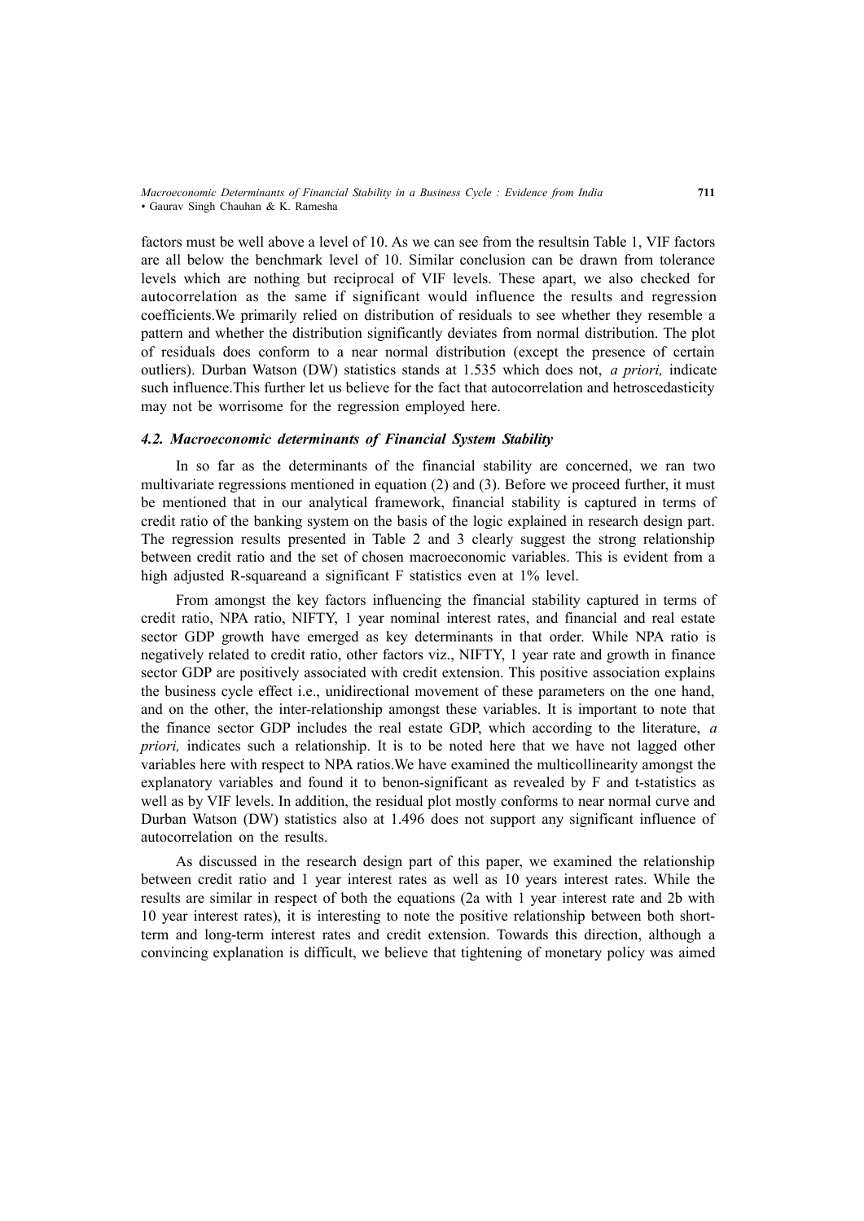factors must be well above a level of 10. As we can see from the resultsin Table 1, VIF factors are all below the benchmark level of 10. Similar conclusion can be drawn from tolerance levels which are nothing but reciprocal of VIF levels. These apart, we also checked for autocorrelation as the same if significant would influence the results and regression coefficients.We primarily relied on distribution of residuals to see whether they resemble a pattern and whether the distribution significantly deviates from normal distribution. The plot of residuals does conform to a near normal distribution (except the presence of certain outliers). Durban Watson (DW) statistics stands at 1.535 which does not, *a priori,* indicate such influence.This further let us believe for the fact that autocorrelation and hetroscedasticity may not be worrisome for the regression employed here.

### *4.2. Macroeconomic determinants of Financial System Stability*

In so far as the determinants of the financial stability are concerned, we ran two multivariate regressions mentioned in equation (2) and (3). Before we proceed further, it must be mentioned that in our analytical framework, financial stability is captured in terms of credit ratio of the banking system on the basis of the logic explained in research design part. The regression results presented in Table 2 and 3 clearly suggest the strong relationship between credit ratio and the set of chosen macroeconomic variables. This is evident from a high adjusted R-squareand a significant F statistics even at 1% level.

From amongst the key factors influencing the financial stability captured in terms of credit ratio, NPA ratio, NIFTY, 1 year nominal interest rates, and financial and real estate sector GDP growth have emerged as key determinants in that order. While NPA ratio is negatively related to credit ratio, other factors viz., NIFTY, 1 year rate and growth in finance sector GDP are positively associated with credit extension. This positive association explains the business cycle effect i.e., unidirectional movement of these parameters on the one hand, and on the other, the inter-relationship amongst these variables. It is important to note that the finance sector GDP includes the real estate GDP, which according to the literature, *a priori,* indicates such a relationship. It is to be noted here that we have not lagged other variables here with respect to NPA ratios.We have examined the multicollinearity amongst the explanatory variables and found it to benon-significant as revealed by F and t-statistics as well as by VIF levels. In addition, the residual plot mostly conforms to near normal curve and Durban Watson (DW) statistics also at 1.496 does not support any significant influence of autocorrelation on the results.

As discussed in the research design part of this paper, we examined the relationship between credit ratio and 1 year interest rates as well as 10 years interest rates. While the results are similar in respect of both the equations (2a with 1 year interest rate and 2b with 10 year interest rates), it is interesting to note the positive relationship between both short-term and long-term interest rates and credit extension. Towards this direction, although a convincing explanation is difficult, we believe that tightening of monetary policy was aimed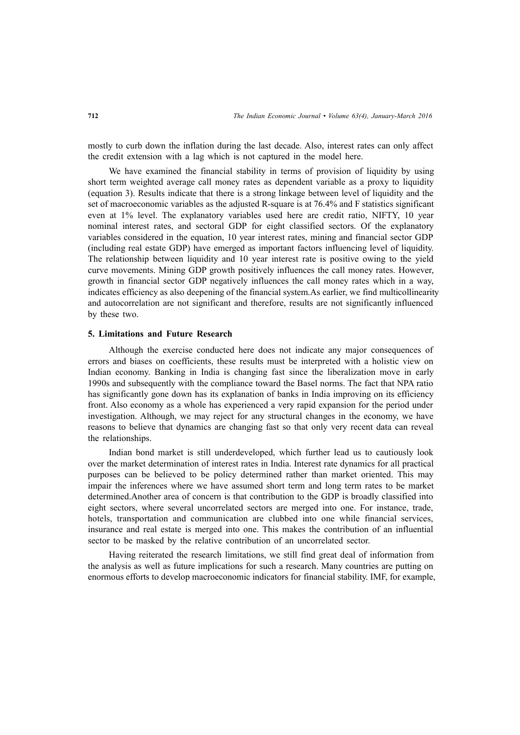mostly to curb down the inflation during the last decade. Also, interest rates can only affect the credit extension with a lag which is not captured in the model here.

We have examined the financial stability in terms of provision of liquidity by using short term weighted average call money rates as dependent variable as a proxy to liquidity (equation 3). Results indicate that there is a strong linkage between level of liquidity and the set of macroeconomic variables as the adjusted R-square is at 76.4% and F statistics significant even at 1% level. The explanatory variables used here are credit ratio, NIFTY, 10 year nominal interest rates, and sectoral GDP for eight classified sectors. Of the explanatory variables considered in the equation, 10 year interest rates, mining and financial sector GDP (including real estate GDP) have emerged as important factors influencing level of liquidity. The relationship between liquidity and 10 year interest rate is positive owing to the yield curve movements. Mining GDP growth positively influences the call money rates. However, growth in financial sector GDP negatively influences the call money rates which in a way, indicates efficiency as also deepening of the financial system.As earlier, we find multicollinearity and autocorrelation are not significant and therefore, results are not significantly influenced by these two.

## 5. Limitations and Future Research

Although the exercise conducted here does not indicate any major consequences of errors and biases on coefficients, these results must be interpreted with a holistic view on Indian economy. Banking in India is changing fast since the liberalization move in early 1990s and subsequently with the compliance toward the Basel norms. The fact that NPA ratio has significantly gone down has its explanation of banks in India improving on its efficiency front. Also economy as a whole has experienced a very rapid expansion for the period under investigation. Although, we may reject for any structural changes in the economy, we have reasons to believe that dynamics are changing fast so that only very recent data can reveal the relationships.

Indian bond market is still underdeveloped, which further lead us to cautiously look over the market determination of interest rates in India. Interest rate dynamics for all practical purposes can be believed to be policy determined rather than market oriented. This may impair the inferences where we have assumed short term and long term rates to be market determined.Another area of concern is that contribution to the GDP is broadly classified into eight sectors, where several uncorrelated sectors are merged into one. For instance, trade, hotels, transportation and communication are clubbed into one while financial services, insurance and real estate is merged into one. This makes the contribution of an influential sector to be masked by the relative contribution of an uncorrelated sector.

Having reiterated the research limitations, we still find great deal of information from the analysis as well as future implications for such a research. Many countries are putting on enormous efforts to develop macroeconomic indicators for financial stability. IMF, for example,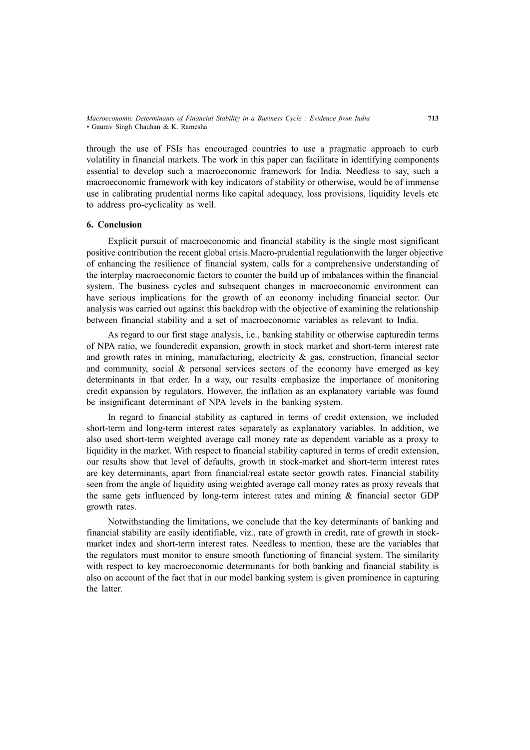through the use of FSIs has encouraged countries to use a pragmatic approach to curb volatility in financial markets. The work in this paper can facilitate in identifying components essential to develop such a macroeconomic framework for India. Needless to say, such a macroeconomic framework with key indicators of stability or otherwise, would be of immense use in calibrating prudential norms like capital adequacy, loss provisions, liquidity levels etc to address pro-cyclicality as well.

## 6. Conclusion

Explicit pursuit of macroeconomic and financial stability is the single most significant positive contribution the recent global crisis.Macro-prudential regulationwith the larger objective of enhancing the resilience of financial system, calls for a comprehensive understanding of the interplay macroeconomic factors to counter the build up of imbalances within the financial system. The business cycles and subsequent changes in macroeconomic environment can have serious implications for the growth of an economy including financial sector. Our analysis was carried out against this backdrop with the objective of examining the relationship between financial stability and a set of macroeconomic variables as relevant to India.

As regard to our first stage analysis, i.e., banking stability or otherwise capturedin terms of NPA ratio, we foundcredit expansion, growth in stock market and short-term interest rate and growth rates in mining, manufacturing, electricity & gas, construction, financial sector and community, social & personal services sectors of the economy have emerged as key determinants in that order. In a way, our results emphasize the importance of monitoring credit expansion by regulators. However, the inflation as an explanatory variable was found be insignificant determinant of NPA levels in the banking system.

In regard to financial stability as captured in terms of credit extension, we included short-term and long-term interest rates separately as explanatory variables. In addition, we also used short-term weighted average call money rate as dependent variable as a proxy to liquidity in the market. With respect to financial stability captured in terms of credit extension, our results show that level of defaults, growth in stock-market and short-term interest rates are key determinants, apart from financial/real estate sector growth rates. Financial stability seen from the angle of liquidity using weighted average call money rates as proxy reveals that the same gets influenced by long-term interest rates and mining & financial sector GDP growth rates.

Notwithstanding the limitations, we conclude that the key determinants of banking and financial stability are easily identifiable, viz., rate of growth in credit, rate of growth in stock-market index and short-term interest rates. Needless to mention, these are the variables that the regulators must monitor to ensure smooth functioning of financial system. The similarity with respect to key macroeconomic determinants for both banking and financial stability is also on account of the fact that in our model banking system is given prominence in capturing the latter.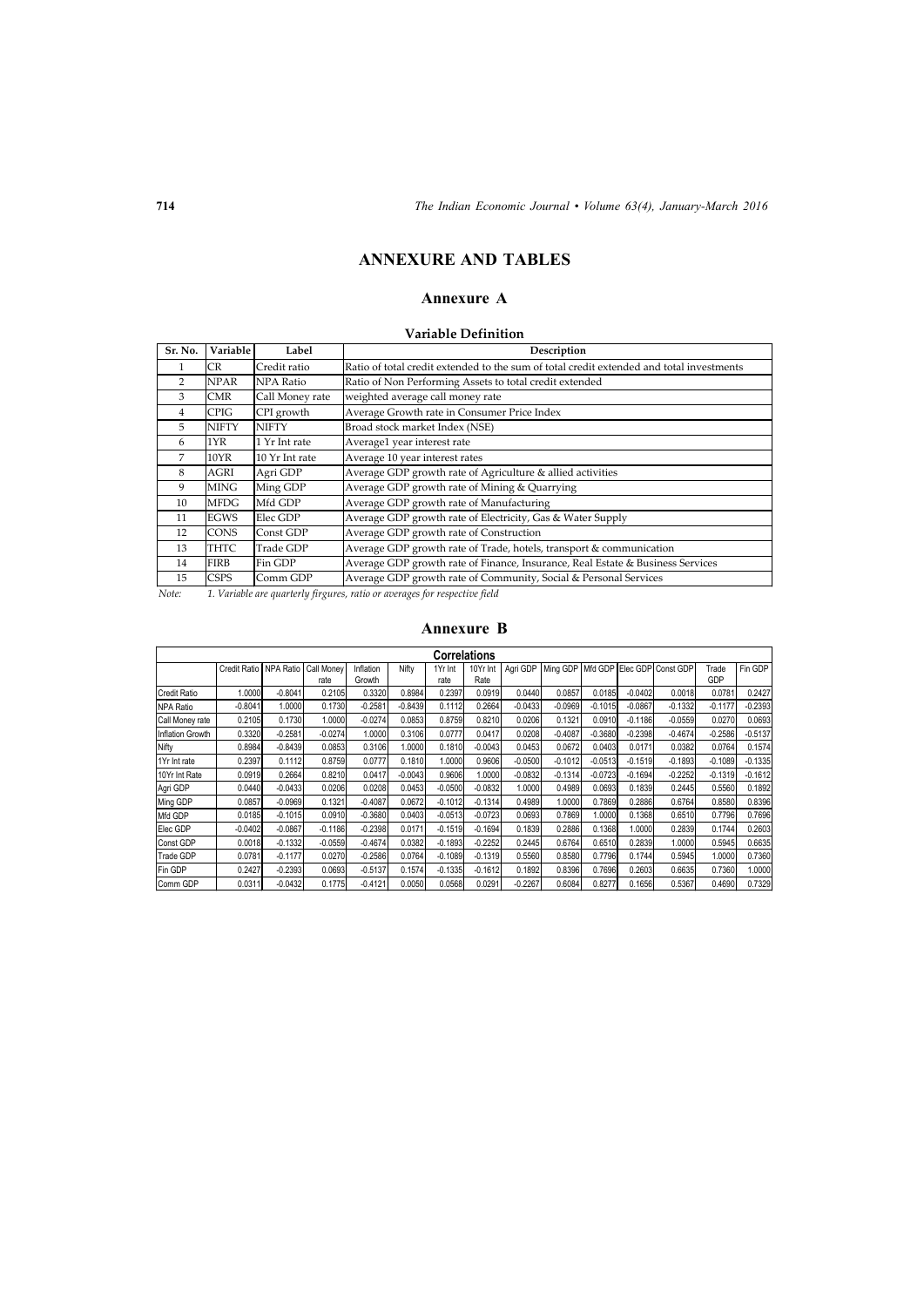# ANNEXURE AND TABLES

## Annexure A

### Variable Definition

| Sr. No. | Variable | Label | Description |
|---|---|---|---|
| 1 | CR | Credit ratio | Ratio of total credit extended to the sum of total credit extended and total investments |
| 2 | NPAR | NPA Ratio | Ratio of Non Performing Assets to total credit extended |
| 3 | CMR | Call Money rate | weighted average call money rate |
| 4 | CPIG | CPI growth | Average Growth rate in Consumer Price Index |
| 5 | NIFTY | NIFTY | Broad stock market Index (NSE) |
| 6 | 1YR | 1 Yr Int rate | Average1 year interest rate |
| 7 | 10YR | 10 Yr Int rate | Average 10 year interest rates |
| 8 | AGRI | Agri GDP | Average GDP growth rate of Agriculture & allied activities |
| 9 | MING | Ming GDP | Average GDP growth rate of Mining & Quarrying |
| 10 | MFDG | Mfd GDP | Average GDP growth rate of Manufacturing |
| 11 | EGWS | Elec GDP | Average GDP growth rate of Electricity, Gas & Water Supply |
| 12 | CONS | Const GDP | Average GDP growth rate of Construction |
| 13 | THTC | Trade GDP | Average GDP growth rate of Trade, hotels, transport & communication |
| 14 | FIRB | Fin GDP | Average GDP growth rate of Finance, Insurance, Real Estate & Business Services |
| 15 | CSPS | Comm GDP | Average GDP growth rate of Community, Social & Personal Services |

*Note:* 1. *Variable are quarterly firgures, ratio or averages for respective field*

## Annexure B

**Correlations**

| | Credit Ratio | NPA Ratio | Call Money rate | Inflation Growth | Nifty | 1Yr Int rate | 10Yr Int Rate | Agri GDP | Ming GDP | Mfd GDP | Elec GDP | Const GDP | Trade GDP | Fin GDP |
|---|---|---|---|---|---|---|---|---|---|---|---|---|---|---|
| Credit Ratio | 1.0000 | -0.8041 | 0.2105 | 0.3320 | 0.8984 | 0.2397 | 0.0919 | 0.0440 | 0.0857 | 0.0185 | -0.0402 | 0.0018 | 0.0781 | 0.2427 |
| NPA Ratio | -0.8041 | 1.0000 | 0.1730 | -0.2581 | -0.8439 | 0.1112 | 0.2664 | -0.0433 | -0.0969 | -0.1015 | -0.0867 | -0.1332 | -0.1177 | -0.2393 |
| Call Money rate | 0.2105 | 0.1730 | 1.0000 | -0.0274 | 0.0853 | 0.8759 | 0.8210 | 0.0206 | 0.1321 | 0.0910 | -0.1186 | -0.0559 | 0.0270 | 0.0693 |
| Inflation Growth | 0.3320 | -0.2581 | -0.0274 | 1.0000 | 0.3106 | 0.0777 | 0.0417 | 0.0208 | -0.4087 | -0.3680 | -0.2398 | -0.4674 | -0.2586 | -0.5137 |
| Nifty | 0.8984 | -0.8439 | 0.0853 | 0.3106 | 1.0000 | 0.1810 | -0.0043 | 0.0453 | 0.0672 | 0.0403 | 0.0171 | 0.0382 | 0.0764 | 0.1574 |
| 1Yr Int rate | 0.2397 | 0.1112 | 0.8759 | 0.0777 | 0.1810 | 1.0000 | 0.9606 | -0.0500 | -0.1012 | -0.0513 | -0.1519 | -0.1893 | -0.1089 | -0.1335 |
| 10Yr Int Rate | 0.0919 | 0.2664 | 0.8210 | 0.0417 | -0.0043 | 0.9606 | 1.0000 | -0.0832 | -0.1314 | -0.0723 | -0.1694 | -0.2252 | -0.1319 | -0.1612 |
| Agri GDP | 0.0440 | -0.0433 | 0.0206 | 0.0208 | 0.0453 | -0.0500 | -0.0832 | 1.0000 | 0.4989 | 0.0693 | 0.1839 | 0.2445 | 0.5560 | 0.1892 |
| Ming GDP | 0.0857 | -0.0969 | 0.1321 | -0.4087 | 0.0672 | -0.1012 | -0.1314 | 0.4989 | 1.0000 | 0.7869 | 0.2886 | 0.6764 | 0.8580 | 0.8396 |
| Mfd GDP | 0.0185 | -0.1015 | 0.0910 | -0.3680 | 0.0403 | -0.0513 | -0.0723 | 0.0693 | 0.7869 | 1.0000 | 0.1368 | 0.6510 | 0.7796 | 0.7696 |
| Elec GDP | -0.0402 | -0.0867 | -0.1186 | -0.2398 | 0.0171 | -0.1519 | -0.1694 | 0.1839 | 0.2886 | 0.1368 | 1.0000 | 0.2839 | 0.1744 | 0.2603 |
| Const GDP | 0.0018 | -0.1332 | -0.0559 | -0.4674 | 0.0382 | -0.1893 | -0.2252 | 0.2445 | 0.6764 | 0.6510 | 0.2839 | 1.0000 | 0.5945 | 0.6635 |
| Trade GDP | 0.0781 | -0.1177 | 0.0270 | -0.2586 | 0.0764 | -0.1089 | -0.1319 | 0.5560 | 0.8580 | 0.7796 | 0.1744 | 0.5945 | 1.0000 | 0.7360 |
| Fin GDP | 0.2427 | -0.2393 | 0.0693 | -0.5137 | 0.1574 | -0.1335 | -0.1612 | 0.1892 | 0.8396 | 0.7696 | 0.2603 | 0.6635 | 0.7360 | 1.0000 |
| Comm GDP | 0.0311 | -0.0432 | 0.1775 | -0.4121 | 0.0050 | 0.0568 | 0.0291 | -0.2267 | 0.6084 | 0.8277 | 0.1656 | 0.5367 | 0.4690 | 0.7329 |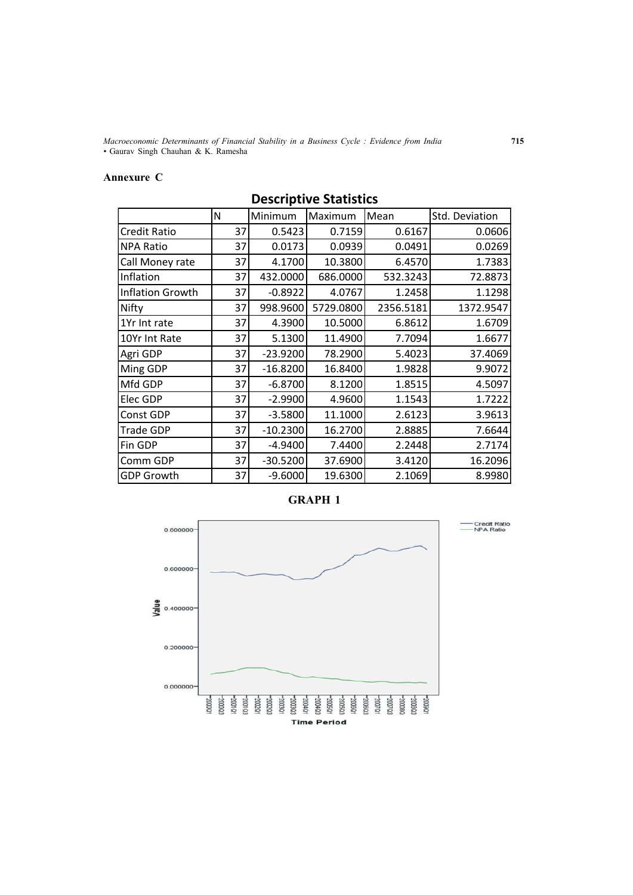### Annexure C

## Descriptive Statistics

| | N | Minimum | Maximum | Mean | Std. Deviation |
|---|---|---|---|---|---|
| Credit Ratio | 37 | 0.5423 | 0.7159 | 0.6167 | 0.0606 |
| NPA Ratio | 37 | 0.0173 | 0.0939 | 0.0491 | 0.0269 |
| Call Money rate | 37 | 4.1700 | 10.3800 | 6.4570 | 1.7383 |
| Inflation | 37 | 432.0000 | 686.0000 | 532.3243 | 72.8873 |
| Inflation Growth | 37 | -0.8922 | 4.0767 | 1.2458 | 1.1298 |
| Nifty | 37 | 998.9600 | 5729.0800 | 2356.5181 | 1372.9547 |
| 1Yr Int rate | 37 | 4.3900 | 10.5000 | 6.8612 | 1.6709 |
| 10Yr Int Rate | 37 | 5.1300 | 11.4900 | 7.7094 | 1.6677 |
| Agri GDP | 37 | -23.9200 | 78.2900 | 5.4023 | 37.4069 |
| Ming GDP | 37 | -16.8200 | 16.8400 | 1.9828 | 9.9072 |
| Mfd GDP | 37 | -6.8700 | 8.1200 | 1.8515 | 4.5097 |
| Elec GDP | 37 | -2.9900 | 4.9600 | 1.1543 | 1.7222 |
| Const GDP | 37 | -3.5800 | 11.1000 | 2.6123 | 3.9613 |
| Trade GDP | 37 | -10.2300 | 16.2700 | 2.8885 | 7.6644 |
| Fin GDP | 37 | -4.9400 | 7.4400 | 2.2448 | 2.7174 |
| Comm GDP | 37 | -30.5200 | 37.6900 | 3.4120 | 16.2096 |
| GDP Growth | 37 | -9.6000 | 19.6300 | 2.1069 | 8.9980 |

**GRAPH 1**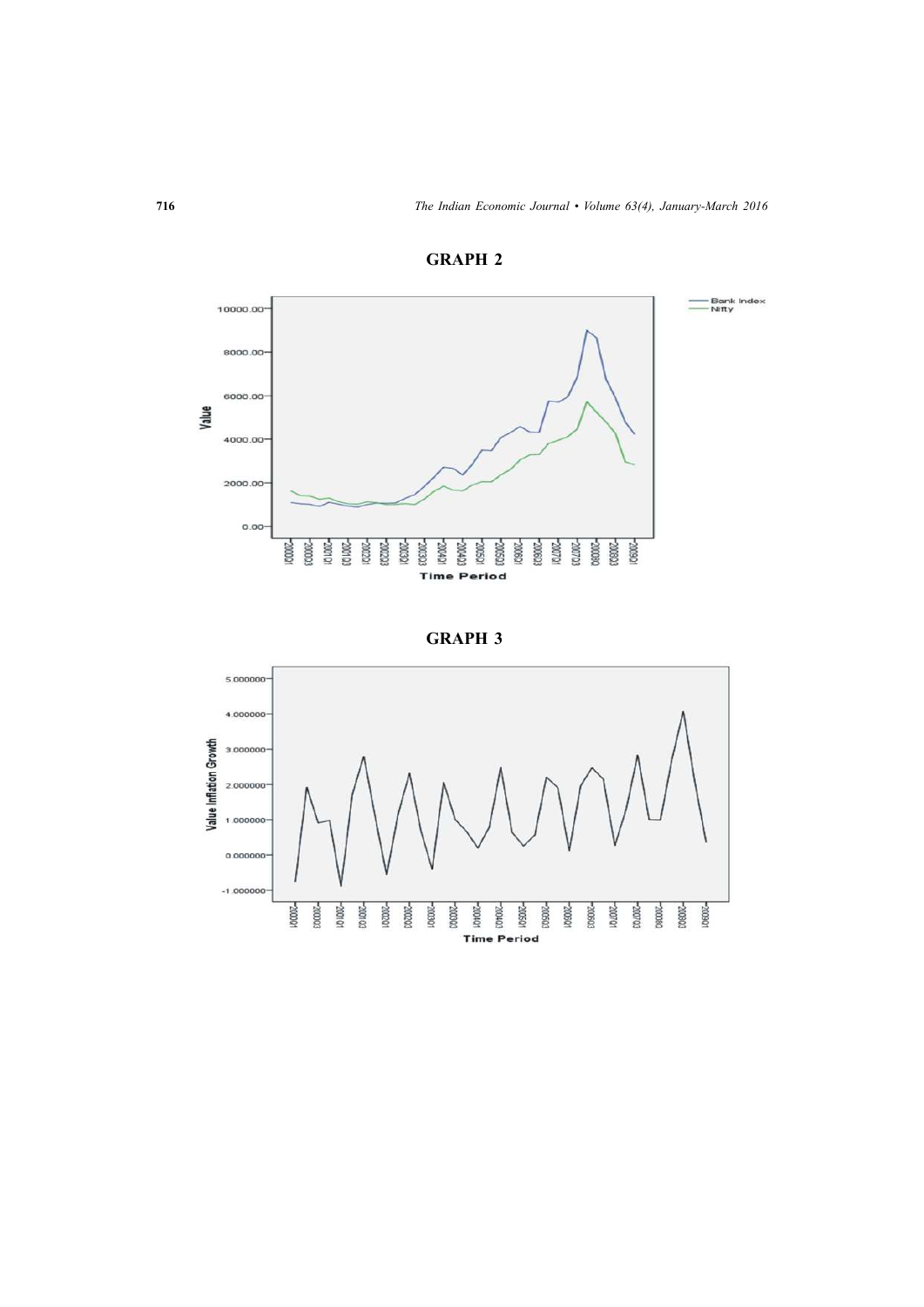**GRAPH 2**

**GRAPH 3**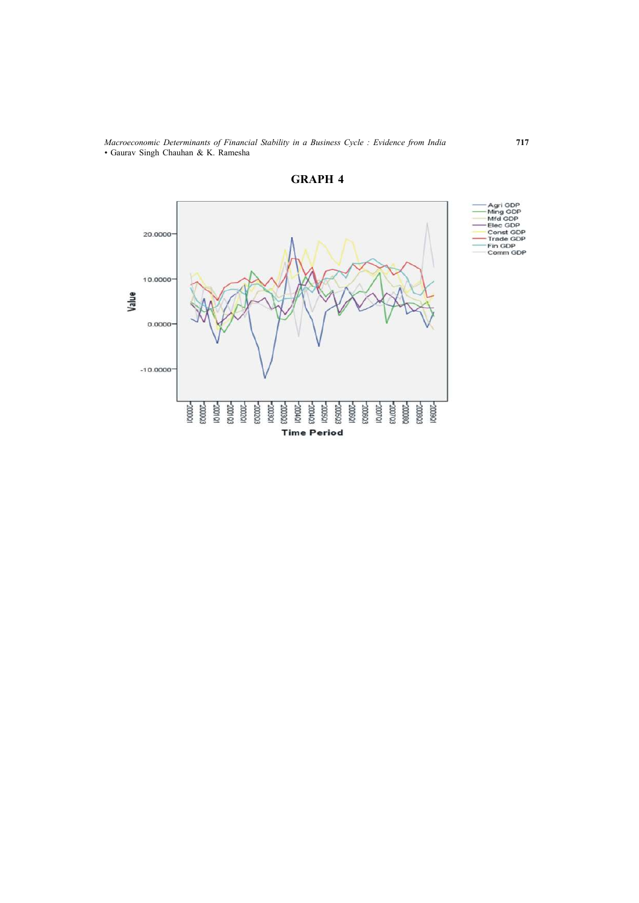## GRAPH 4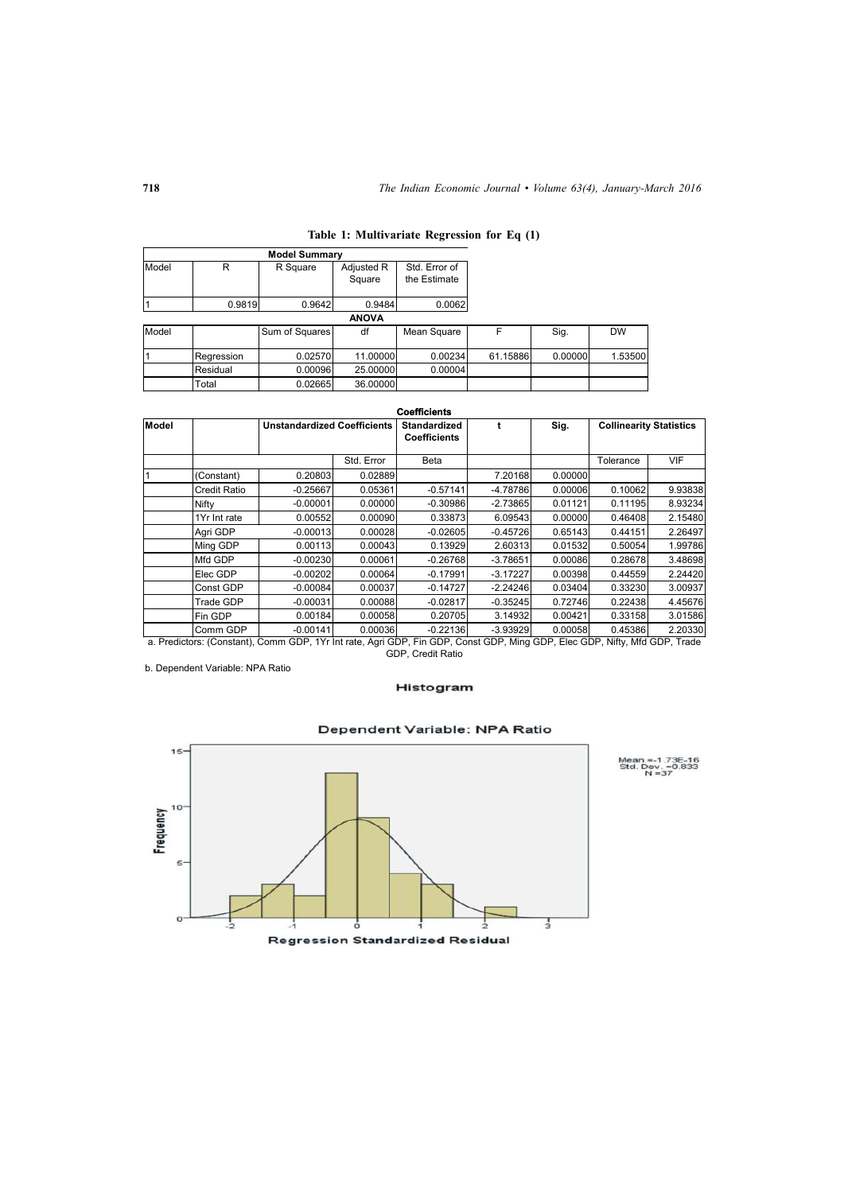**Table 1: Multivariate Regression for Eq (1)**

**Model Summary**

| Model | R | R Square | Adjusted R Square | Std. Error of the Estimate |
|---|---|---|---|---|
| 1 | 0.9819 | 0.9642 | 0.9484 | 0.0062 |

**ANOVA**

| Model | | Sum of Squares | df | Mean Square | F | Sig. | DW |
|---|---|---|---|---|---|---|---|
| 1 | Regression | 0.02570 | 11.00000 | 0.00234 | 61.15886 | 0.00000 | 1.53500 |
| | Residual | 0.00096 | 25.00000 | 0.00004 | | | |
| | Total | 0.02665 | 36.00000 | | | | |

**Coefficients**

| Model | | Unstandardized Coefficients | | Standardized Coefficients | t | Sig. | Collinearity Statistics | |
|---|---|---|---|---|---|---|---|---|
| | | | Std. Error | Beta | | | Tolerance | VIF |
| 1 | (Constant) | 0.20803 | 0.02889 | | 7.20168 | 0.00000 | | |
| | Credit Ratio | -0.25667 | 0.05361 | -0.57141 | -4.78786 | 0.00006 | 0.10062 | 9.93838 |
| | Nifty | -0.00001 | 0.00000 | -0.30986 | -2.73865 | 0.01121 | 0.11195 | 8.93234 |
| | 1Yr Int rate | 0.00552 | 0.00090 | 0.33873 | 6.09543 | 0.00000 | 0.46408 | 2.15480 |
| | Agri GDP | -0.00013 | 0.00028 | -0.02605 | -0.45726 | 0.65143 | 0.44151 | 2.26497 |
| | Ming GDP | 0.00113 | 0.00043 | 0.13929 | 2.60313 | 0.01532 | 0.50054 | 1.99786 |
| | Mfd GDP | -0.00230 | 0.00061 | -0.26768 | -3.78651 | 0.00086 | 0.28678 | 3.48698 |
| | Elec GDP | -0.00202 | 0.00064 | -0.17991 | -3.17227 | 0.00398 | 0.44559 | 2.24420 |
| | Const GDP | -0.00084 | 0.00037 | -0.14727 | -2.24246 | 0.03404 | 0.33230 | 3.00937 |
| | Trade GDP | -0.00031 | 0.00088 | -0.02817 | -0.35245 | 0.72746 | 0.22438 | 4.45676 |
| | Fin GDP | 0.00184 | 0.00058 | 0.20705 | 3.14932 | 0.00421 | 0.33158 | 3.01586 |
| | Comm GDP | -0.00141 | 0.00036 | -0.22136 | -3.93929 | 0.00058 | 0.45386 | 2.20330 |

a. Predictors: (Constant), Comm GDP, 1Yr Int rate, Agri GDP, Fin GDP, Const GDP, Ming GDP, Elec GDP, Nifty, Mfd GDP, Trade GDP, Credit Ratio

b. Dependent Variable: NPA Ratio

**Histogram**

**Dependent Variable: NPA Ratio**

Mean =-1.73E-16
Std. Dev. =0.833
N =37

Regression Standardized Residual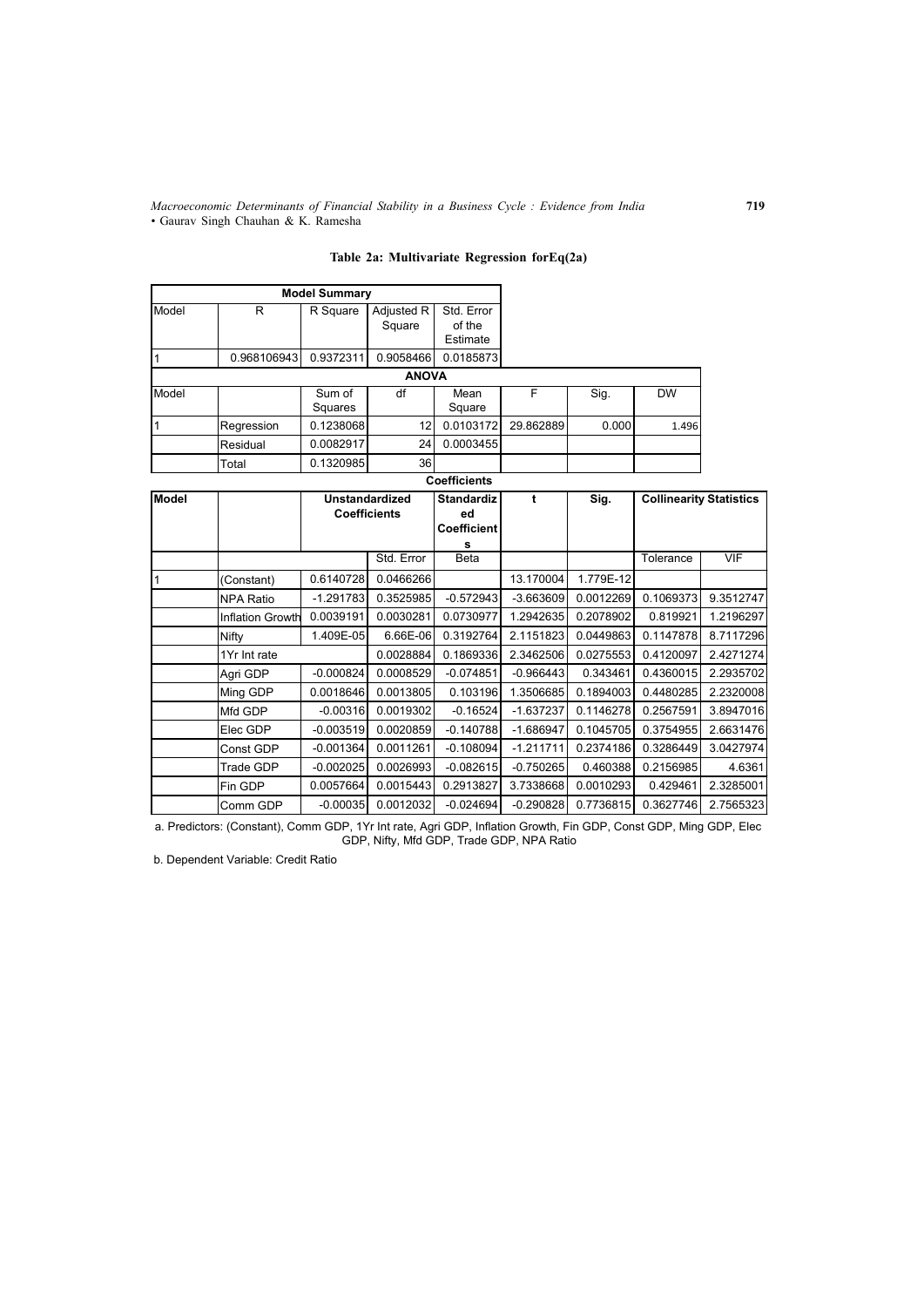**Table 2a: Multivariate Regression forEq(2a)**

| Model Summary | | | | |
|---|---|---|---|---|
| Model | R | R Square | Adjusted R Square | Std. Error of the Estimate |
| 1 | 0.968106943 | 0.9372311 | 0.9058466 | 0.0185873 |

| ANOVA | | | | | | | |
|---|---|---|---|---|---|---|---|
| Model | | Sum of Squares | df | Mean Square | F | Sig. | DW |
| 1 | Regression | 0.1238068 | 12 | 0.0103172 | 29.862889 | 0.000 | 1.496 |
| | Residual | 0.0082917 | 24 | 0.0003455 | | | |
| | Total | 0.1320985 | 36 | | | | |

| Coefficients | | | | | | | | |
|---|---|---|---|---|---|---|---|---|
| Model | | Unstandardized Coefficients | | Standardized Coefficients | t | Sig. | Collinearity Statistics | |
| | | | Std. Error | Beta | | | Tolerance | VIF |
| 1 | (Constant) | 0.6140728 | 0.0466266 | | 13.170004 | 1.779E-12 | | |
| | NPA Ratio | -1.291783 | 0.3525985 | -0.572943 | -3.663609 | 0.0012269 | 0.1069373 | 9.3512747 |
| | Inflation Growth | 0.0039191 | 0.0030281 | 0.0730977 | 1.2942635 | 0.2078902 | 0.819921 | 1.2196297 |
| | Nifty | 1.409E-05 | 6.66E-06 | 0.3192764 | 2.1151823 | 0.0449863 | 0.1147878 | 8.7117296 |
| | 1Yr Int rate | | 0.0028884 | 0.1869336 | 2.3462506 | 0.0275553 | 0.4120097 | 2.4271274 |
| | Agri GDP | -0.000824 | 0.0008529 | -0.074851 | -0.966443 | 0.343461 | 0.4360015 | 2.2935702 |
| | Ming GDP | 0.0018646 | 0.0013805 | 0.103196 | 1.3506685 | 0.1894003 | 0.4480285 | 2.2320008 |
| | Mfd GDP | -0.00316 | 0.0019302 | -0.16524 | -1.637237 | 0.1146278 | 0.2567591 | 3.8947016 |
| | Elec GDP | -0.003519 | 0.0020859 | -0.140788 | -1.686947 | 0.1045705 | 0.3754955 | 2.6631476 |
| | Const GDP | -0.001364 | 0.0011261 | -0.108094 | -1.211711 | 0.2374186 | 0.3286449 | 3.0427974 |
| | Trade GDP | -0.002025 | 0.0026993 | -0.082615 | -0.750265 | 0.460388 | 0.2156985 | 4.6361 |
| | Fin GDP | 0.0057664 | 0.0015443 | 0.2913827 | 3.7338668 | 0.0010293 | 0.429461 | 2.3285001 |
| | Comm GDP | -0.00035 | 0.0012032 | -0.024694 | -0.290828 | 0.7736815 | 0.3627746 | 2.7565323 |

a. Predictors: (Constant), Comm GDP, 1Yr Int rate, Agri GDP, Inflation Growth, Fin GDP, Const GDP, Ming GDP, Elec GDP, Nifty, Mfd GDP, Trade GDP, NPA Ratio

b. Dependent Variable: Credit Ratio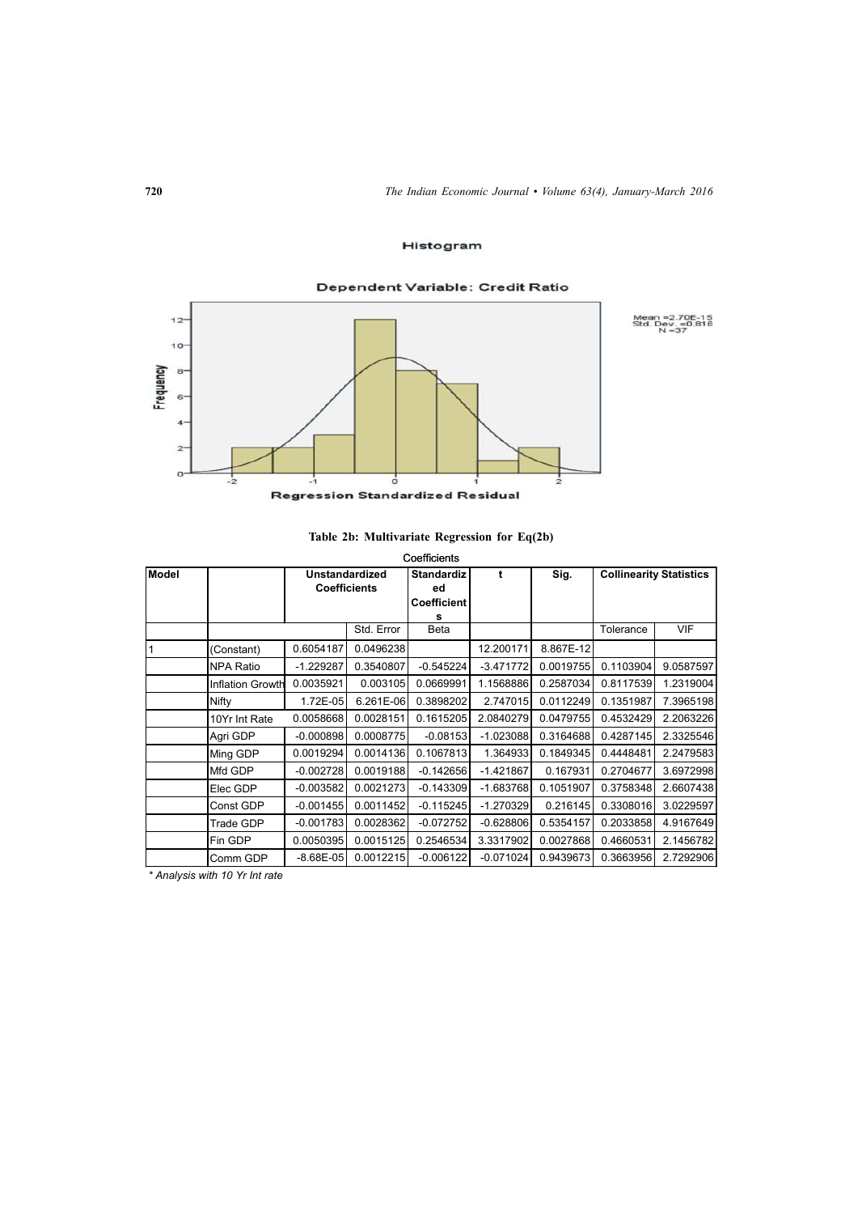Histogram

Dependent Variable: Credit Ratio

Mean =2.70E-15
Std. Dev. =0.816
N =37

Regression Standardized Residual

**Table 2b: Multivariate Regression for Eq(2b)**

Coefficients

| Model | | Unstandardized Coefficients | | Standardized Coefficients | t | Sig. | Collinearity Statistics | |
|---|---|---|---|---|---|---|---|---|
| | | | Std. Error | Beta | | | Tolerance | VIF |
| 1 | (Constant) | 0.6054187 | 0.0496238 | | 12.200171 | 8.867E-12 | | |
| | NPA Ratio | -1.229287 | 0.3540807 | -0.545224 | -3.471772 | 0.0019755 | 0.1103904 | 9.0587597 |
| | Inflation Growth | 0.0035921 | 0.003105 | 0.0669991 | 1.1568886 | 0.2587034 | 0.8117539 | 1.2319004 |
| | Nifty | 1.72E-05 | 6.261E-06 | 0.3898202 | 2.747015 | 0.0112249 | 0.1351987 | 7.3965198 |
| | 10Yr Int Rate | 0.0058668 | 0.0028151 | 0.1615205 | 2.0840279 | 0.0479755 | 0.4532429 | 2.2063226 |
| | Agri GDP | -0.000898 | 0.0008775 | -0.08153 | -1.023088 | 0.3164688 | 0.4287145 | 2.3325546 |
| | Ming GDP | 0.0019294 | 0.0014136 | 0.1067813 | 1.364933 | 0.1849345 | 0.4448481 | 2.2479583 |
| | Mfd GDP | -0.002728 | 0.0019188 | -0.142656 | -1.421867 | 0.167931 | 0.2704677 | 3.6972998 |
| | Elec GDP | -0.003582 | 0.0021273 | -0.143309 | -1.683768 | 0.1051907 | 0.3758348 | 2.6607438 |
| | Const GDP | -0.001455 | 0.0011452 | -0.115245 | -1.270329 | 0.216145 | 0.3308016 | 3.0229597 |
| | Trade GDP | -0.001783 | 0.0028362 | -0.072752 | -0.628806 | 0.5354157 | 0.2033858 | 4.9167649 |
| | Fin GDP | 0.0050395 | 0.0015125 | 0.2546534 | 3.3317902 | 0.0027868 | 0.4660531 | 2.1456782 |
| | Comm GDP | -8.68E-05 | 0.0012215 | -0.006122 | -0.071024 | 0.9439673 | 0.3663956 | 2.7292906 |

*\* Analysis with 10 Yr Int rate*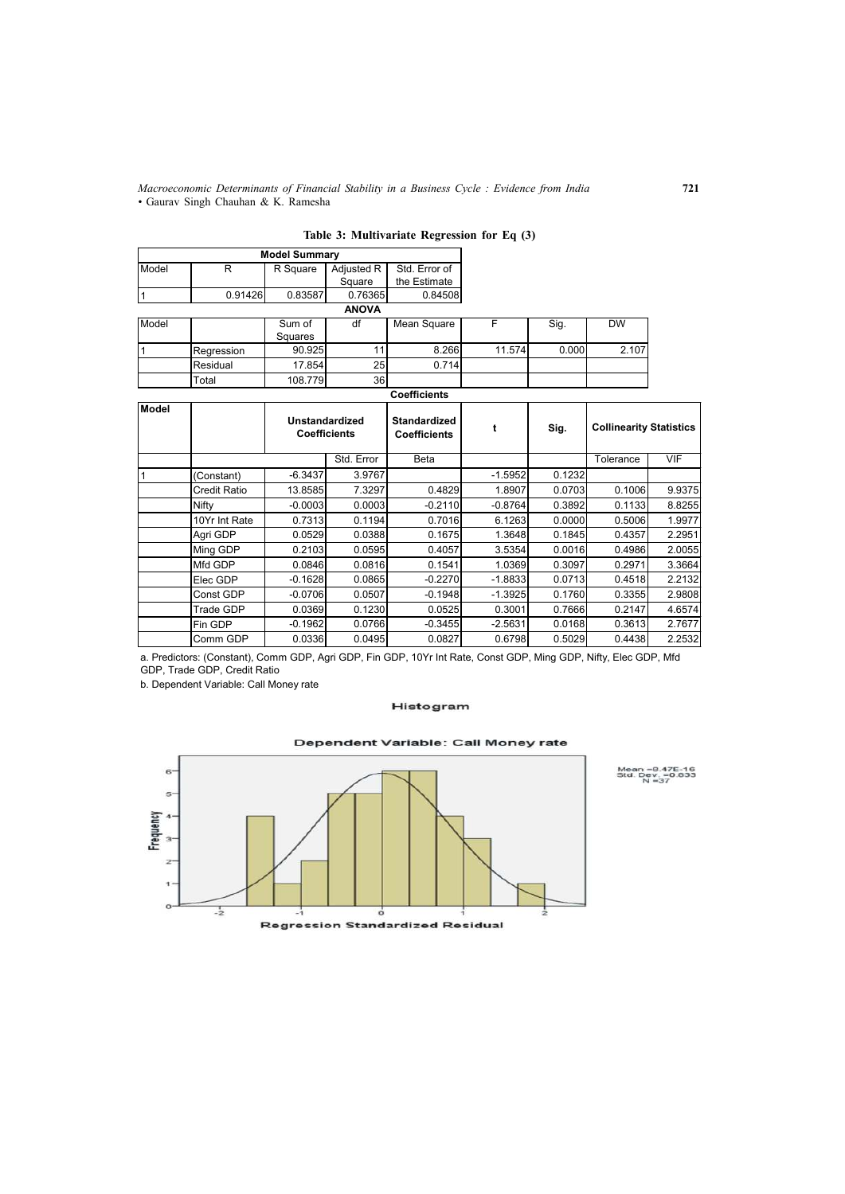**Table 3: Multivariate Regression for Eq (3)**

**Model Summary**

| Model | R | R Square | Adjusted R Square | Std. Error of the Estimate |
|---|---|---|---|---|
| 1 | 0.91426 | 0.83587 | 0.76365 | 0.84508 |

**ANOVA**

| Model | | Sum of Squares | df | Mean Square | F | Sig. | DW |
|---|---|---|---|---|---|---|---|
| 1 | Regression | 90.925 | 11 | 8.266 | 11.574 | 0.000 | 2.107 |
| | Residual | 17.854 | 25 | 0.714 | | | |
| | Total | 108.779 | 36 | | | | |

**Coefficients**

| Model | | Unstandardized Coefficients | | Standardized Coefficients | t | Sig. | Collinearity Statistics | |
|---|---|---|---|---|---|---|---|---|
| | | | Std. Error | Beta | | | Tolerance | VIF |
| 1 | (Constant) | -6.3437 | 3.9767 | | -1.5952 | 0.1232 | | |
| | Credit Ratio | 13.8585 | 7.3297 | 0.4829 | 1.8907 | 0.0703 | 0.1006 | 9.9375 |
| | Nifty | -0.0003 | 0.0003 | -0.2110 | -0.8764 | 0.3892 | 0.1133 | 8.8255 |
| | 10Yr Int Rate | 0.7313 | 0.1194 | 0.7016 | 6.1263 | 0.0000 | 0.5006 | 1.9977 |
| | Agri GDP | 0.0529 | 0.0388 | 0.1675 | 1.3648 | 0.1845 | 0.4357 | 2.2951 |
| | Ming GDP | 0.2103 | 0.0595 | 0.4057 | 3.5354 | 0.0016 | 0.4986 | 2.0055 |
| | Mfd GDP | 0.0846 | 0.0816 | 0.1541 | 1.0369 | 0.3097 | 0.2971 | 3.3664 |
| | Elec GDP | -0.1628 | 0.0865 | -0.2270 | -1.8833 | 0.0713 | 0.4518 | 2.2132 |
| | Const GDP | -0.0706 | 0.0507 | -0.1948 | -1.3925 | 0.1760 | 0.3355 | 2.9808 |
| | Trade GDP | 0.0369 | 0.1230 | 0.0525 | 0.3001 | 0.7666 | 0.2147 | 4.6574 |
| | Fin GDP | -0.1962 | 0.0766 | -0.3455 | -2.5631 | 0.0168 | 0.3613 | 2.7677 |
| | Comm GDP | 0.0336 | 0.0495 | 0.0827 | 0.6798 | 0.5029 | 0.4438 | 2.2532 |

a. Predictors: (Constant), Comm GDP, Agri GDP, Fin GDP, 10Yr Int Rate, Const GDP, Ming GDP, Nifty, Elec GDP, Mfd GDP, Trade GDP, Credit Ratio

b. Dependent Variable: Call Money rate

Histogram

Dependent Variable: Call Money rate

Mean =8.47E-16
Std. Dev. =0.833
N =37

Regression Standardized Residual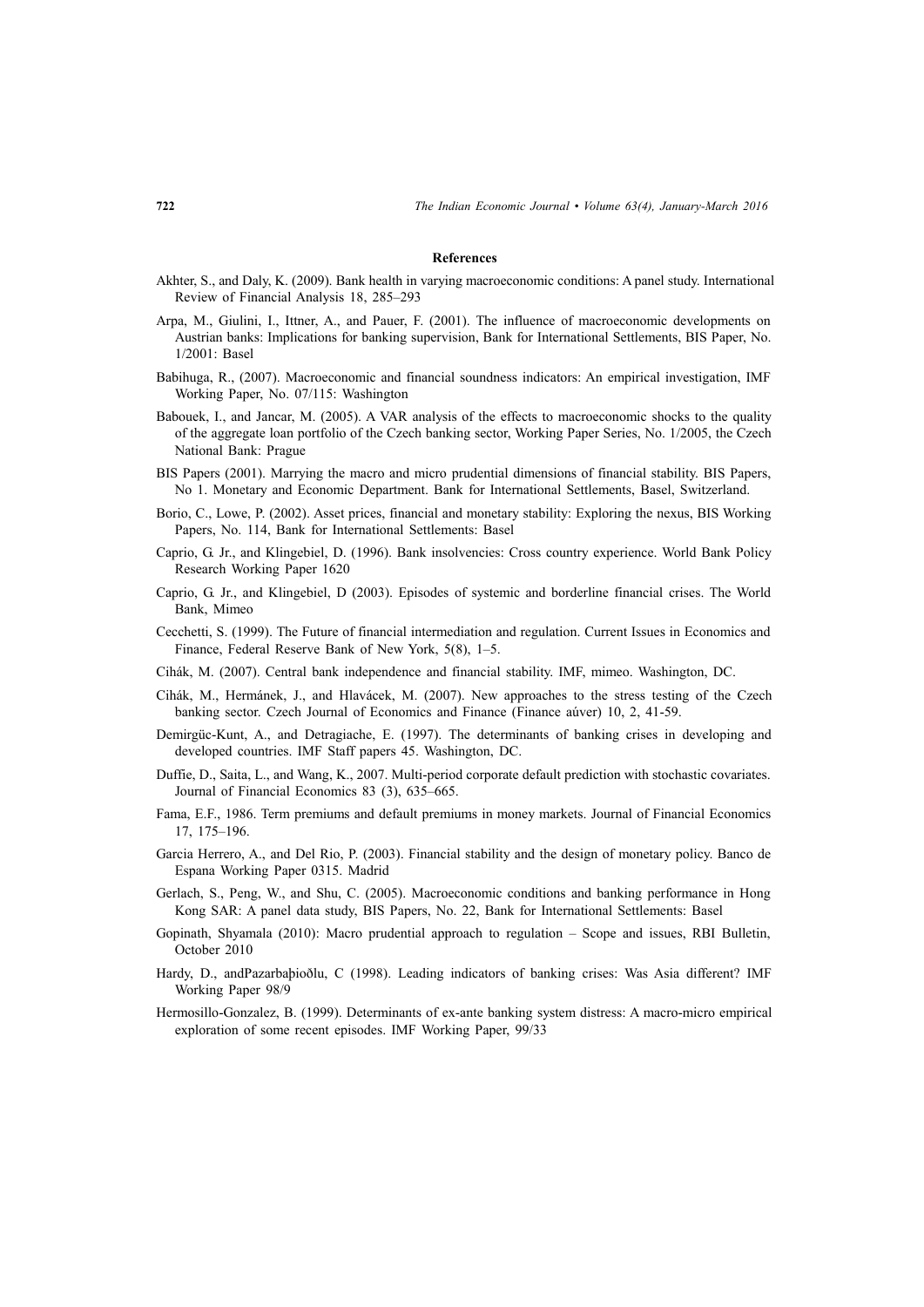### References

Akhter, S., and Daly, K. (2009). Bank health in varying macroeconomic conditions: A panel study. International Review of Financial Analysis 18, 285–293

Arpa, M., Giulini, I., Ittner, A., and Pauer, F. (2001). The influence of macroeconomic developments on Austrian banks: Implications for banking supervision, Bank for International Settlements, BIS Paper, No. 1/2001: Basel

Babihuga, R., (2007). Macroeconomic and financial soundness indicators: An empirical investigation, IMF Working Paper, No. 07/115: Washington

Babouek, I., and Jancar, M. (2005). A VAR analysis of the effects to macroeconomic shocks to the quality of the aggregate loan portfolio of the Czech banking sector, Working Paper Series, No. 1/2005, the Czech National Bank: Prague

BIS Papers (2001). Marrying the macro and micro prudential dimensions of financial stability. BIS Papers, No 1. Monetary and Economic Department. Bank for International Settlements, Basel, Switzerland.

Borio, C., Lowe, P. (2002). Asset prices, financial and monetary stability: Exploring the nexus, BIS Working Papers, No. 114, Bank for International Settlements: Basel

Caprio, G. Jr., and Klingebiel, D. (1996). Bank insolvencies: Cross country experience. World Bank Policy Research Working Paper 1620

Caprio, G. Jr., and Klingebiel, D (2003). Episodes of systemic and borderline financial crises. The World Bank, Mimeo

Cecchetti, S. (1999). The Future of financial intermediation and regulation. Current Issues in Economics and Finance, Federal Reserve Bank of New York, 5(8), 1–5.

Cihák, M. (2007). Central bank independence and financial stability. IMF, mimeo. Washington, DC.

Cihák, M., Hermánek, J., and Hlavácek, M. (2007). New approaches to the stress testing of the Czech banking sector. Czech Journal of Economics and Finance (Finance aúver) 10, 2, 41-59.

Demirgüc-Kunt, A., and Detragiache, E. (1997). The determinants of banking crises in developing and developed countries. IMF Staff papers 45. Washington, DC.

Duffie, D., Saita, L., and Wang, K., 2007. Multi-period corporate default prediction with stochastic covariates. Journal of Financial Economics 83 (3), 635–665.

Fama, E.F., 1986. Term premiums and default premiums in money markets. Journal of Financial Economics 17, 175–196.

Garcia Herrero, A., and Del Rio, P. (2003). Financial stability and the design of monetary policy. Banco de Espana Working Paper 0315. Madrid

Gerlach, S., Peng, W., and Shu, C. (2005). Macroeconomic conditions and banking performance in Hong Kong SAR: A panel data study, BIS Papers, No. 22, Bank for International Settlements: Basel

Gopinath, Shyamala (2010): Macro prudential approach to regulation – Scope and issues, RBI Bulletin, October 2010

Hardy, D., andPazarbaþioðlu, C (1998). Leading indicators of banking crises: Was Asia different? IMF Working Paper 98/9

Hermosillo-Gonzalez, B. (1999). Determinants of ex-ante banking system distress: A macro-micro empirical exploration of some recent episodes. IMF Working Paper, 99/33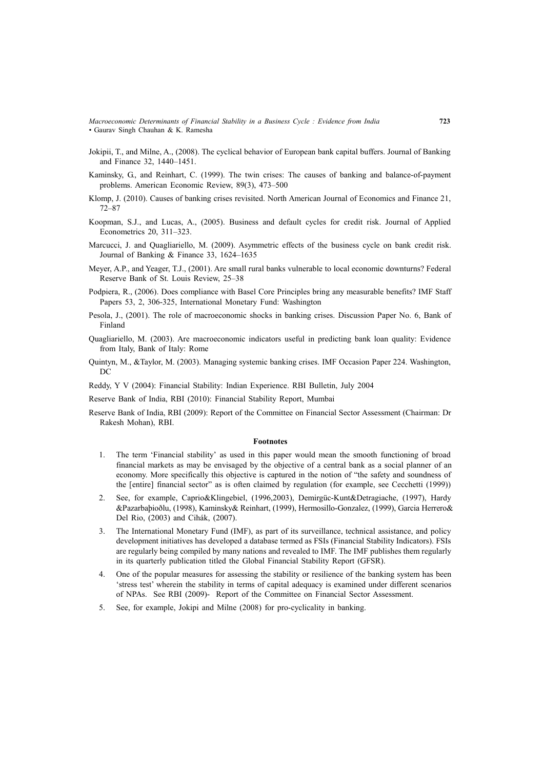Jokipii, T., and Milne, A., (2008). The cyclical behavior of European bank capital buffers. Journal of Banking and Finance 32, 1440–1451.

Kaminsky, G., and Reinhart, C. (1999). The twin crises: The causes of banking and balance-of-payment problems. American Economic Review, 89(3), 473–500

Klomp, J. (2010). Causes of banking crises revisited. North American Journal of Economics and Finance 21, 72–87

Koopman, S.J., and Lucas, A., (2005). Business and default cycles for credit risk. Journal of Applied Econometrics 20, 311–323.

Marcucci, J. and Quagliariello, M. (2009). Asymmetric effects of the business cycle on bank credit risk. Journal of Banking & Finance 33, 1624–1635

Meyer, A.P., and Yeager, T.J., (2001). Are small rural banks vulnerable to local economic downturns? Federal Reserve Bank of St. Louis Review, 25–38

Podpiera, R., (2006). Does compliance with Basel Core Principles bring any measurable benefits? IMF Staff Papers 53, 2, 306-325, International Monetary Fund: Washington

Pesola, J., (2001). The role of macroeconomic shocks in banking crises. Discussion Paper No. 6, Bank of Finland

Quagliariello, M. (2003). Are macroeconomic indicators useful in predicting bank loan quality: Evidence from Italy, Bank of Italy: Rome

Quintyn, M., &Taylor, M. (2003). Managing systemic banking crises. IMF Occasion Paper 224. Washington, DC

Reddy, Y V (2004): Financial Stability: Indian Experience. RBI Bulletin, July 2004

Reserve Bank of India, RBI (2010): Financial Stability Report, Mumbai

Reserve Bank of India, RBI (2009): Report of the Committee on Financial Sector Assessment (Chairman: Dr Rakesh Mohan), RBI.

**Footnotes**

1. The term 'Financial stability' as used in this paper would mean the smooth functioning of broad financial markets as may be envisaged by the objective of a central bank as a social planner of an economy. More specifically this objective is captured in the notion of "the safety and soundness of the [entire] financial sector" as is often claimed by regulation (for example, see Cecchetti (1999))
2. See, for example, Caprio&Klingebiel, (1996,2003), Demirgüc-Kunt&Detragiache, (1997), Hardy &Pazarbaþioðlu, (1998), Kaminsky& Reinhart, (1999), Hermosillo-Gonzalez, (1999), Garcia Herrero& Del Rio, (2003) and Cihák, (2007).
3. The International Monetary Fund (IMF), as part of its surveillance, technical assistance, and policy development initiatives has developed a database termed as FSIs (Financial Stability Indicators). FSIs are regularly being compiled by many nations and revealed to IMF. The IMF publishes them regularly in its quarterly publication titled the Global Financial Stability Report (GFSR).
4. One of the popular measures for assessing the stability or resilience of the banking system has been 'stress test' wherein the stability in terms of capital adequacy is examined under different scenarios of NPAs. See RBI (2009)- Report of the Committee on Financial Sector Assessment.
5. See, for example, Jokipi and Milne (2008) for pro-cyclicality in banking.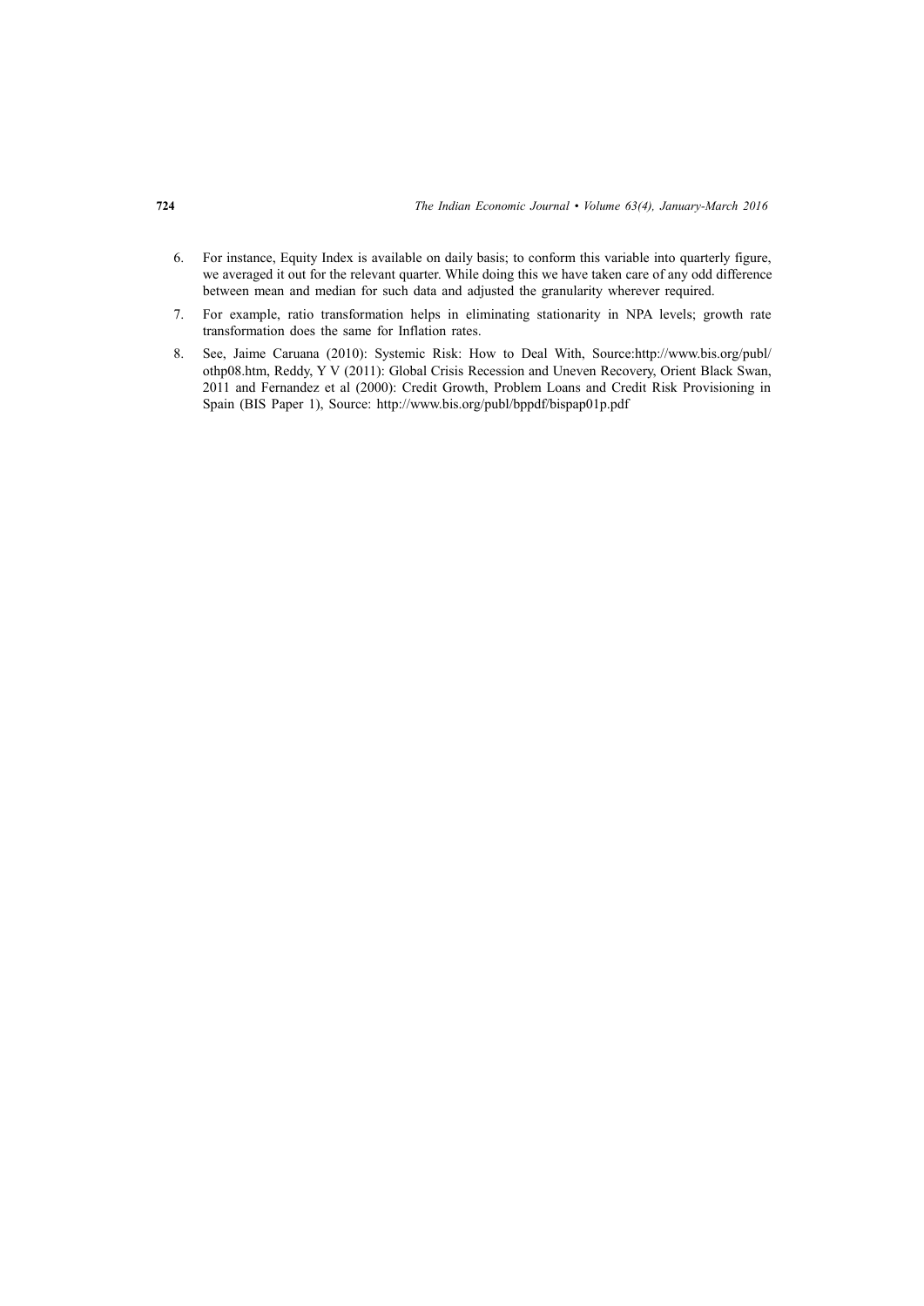6. For instance, Equity Index is available on daily basis; to conform this variable into quarterly figure, we averaged it out for the relevant quarter. While doing this we have taken care of any odd difference between mean and median for such data and adjusted the granularity wherever required.
7. For example, ratio transformation helps in eliminating stationarity in NPA levels; growth rate transformation does the same for Inflation rates.
8. See, Jaime Caruana (2010): Systemic Risk: How to Deal With, Source:http://www.bis.org/publ/othp08.htm, Reddy, Y V (2011): Global Crisis Recession and Uneven Recovery, Orient Black Swan, 2011 and Fernandez et al (2000): Credit Growth, Problem Loans and Credit Risk Provisioning in Spain (BIS Paper 1), Source: http://www.bis.org/publ/bppdf/bispap01p.pdf